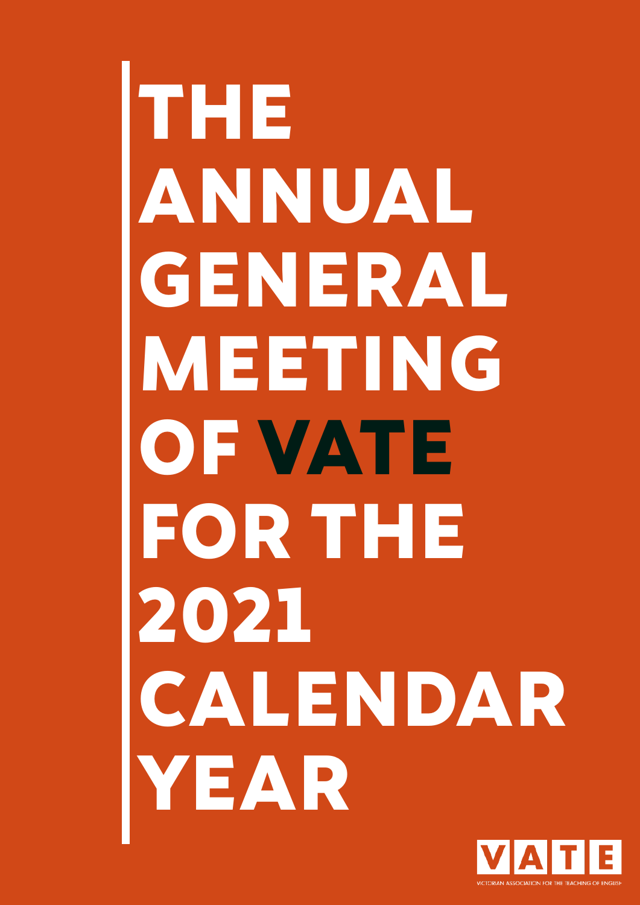# THE ANNUAL GENERAL MEETING OF VATE FOR THE 2021 CALENDAR YEAR

VATE

VICTORIAN ASSOCIATION FOR THE TEACHING OF ENGLISH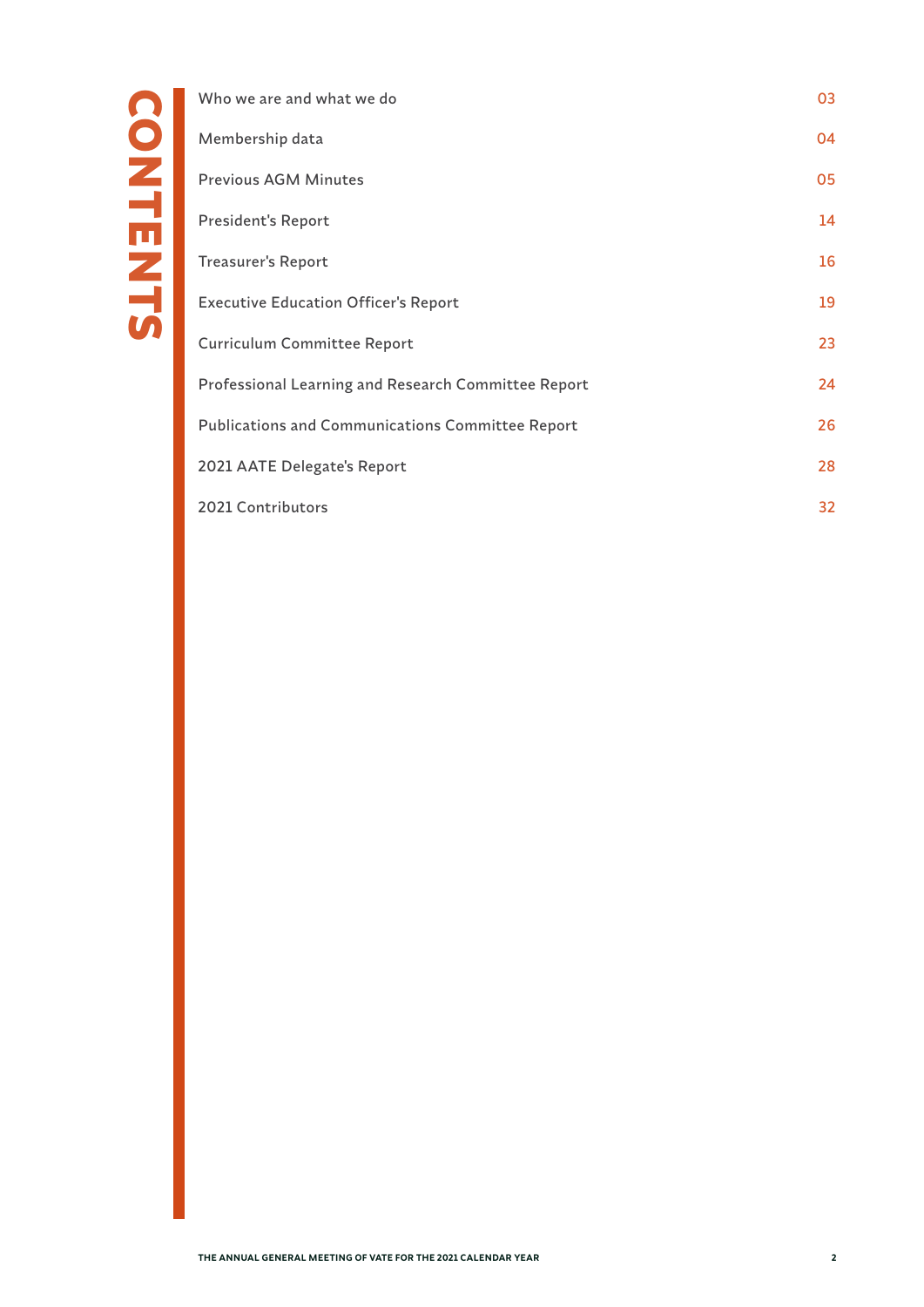# CONTENTS

| | |
|---|---|
| Who we are and what we do | 03 |
| Membership data | 04 |
| Previous AGM Minutes | 05 |
| President's Report | 14 |
| Treasurer's Report | 16 |
| Executive Education Officer's Report | 19 |
| Curriculum Committee Report | 23 |
| Professional Learning and Research Committee Report | 24 |
| Publications and Communications Committee Report | 26 |
| 2021 AATE Delegate's Report | 28 |
| 2021 Contributors | 32 |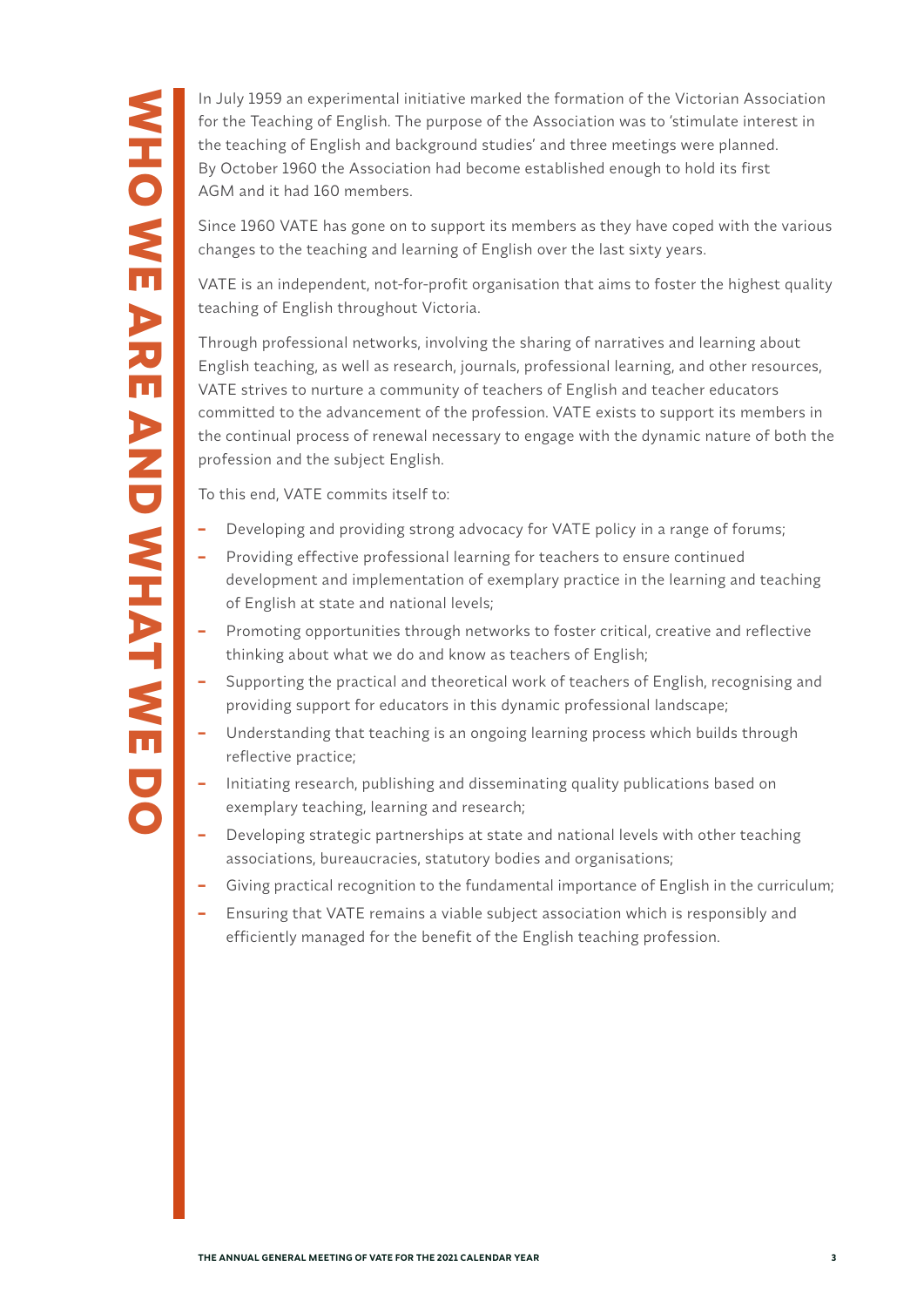# WHO WE ARE AND WHAT WE DO

In July 1959 an experimental initiative marked the formation of the Victorian Association for the Teaching of English. The purpose of the Association was to 'stimulate interest in the teaching of English and background studies' and three meetings were planned. By October 1960 the Association had become established enough to hold its first AGM and it had 160 members.

Since 1960 VATE has gone on to support its members as they have coped with the various changes to the teaching and learning of English over the last sixty years.

VATE is an independent, not-for-profit organisation that aims to foster the highest quality teaching of English throughout Victoria.

Through professional networks, involving the sharing of narratives and learning about English teaching, as well as research, journals, professional learning, and other resources, VATE strives to nurture a community of teachers of English and teacher educators committed to the advancement of the profession. VATE exists to support its members in the continual process of renewal necessary to engage with the dynamic nature of both the profession and the subject English.

To this end, VATE commits itself to:

- Developing and providing strong advocacy for VATE policy in a range of forums;
- Providing effective professional learning for teachers to ensure continued development and implementation of exemplary practice in the learning and teaching of English at state and national levels;
- Promoting opportunities through networks to foster critical, creative and reflective thinking about what we do and know as teachers of English;
- Supporting the practical and theoretical work of teachers of English, recognising and providing support for educators in this dynamic professional landscape;
- Understanding that teaching is an ongoing learning process which builds through reflective practice;
- Initiating research, publishing and disseminating quality publications based on exemplary teaching, learning and research;
- Developing strategic partnerships at state and national levels with other teaching associations, bureaucracies, statutory bodies and organisations;
- Giving practical recognition to the fundamental importance of English in the curriculum;
- Ensuring that VATE remains a viable subject association which is responsibly and efficiently managed for the benefit of the English teaching profession.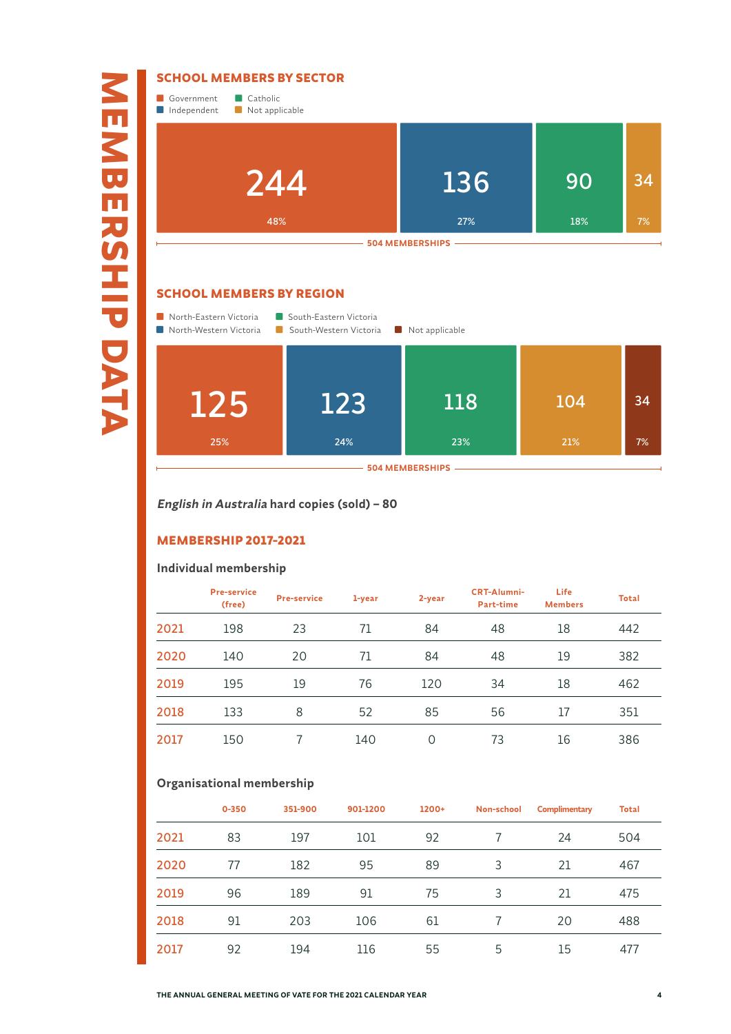# MEMBERSHIP DATA

## SCHOOL MEMBERS BY SECTOR

| Government | Independent | Catholic | Not applicable |
|---|---|---|---|
| 244 | 136 | 90 | 34 |
| 48% | 27% | 18% | 7% |

504 MEMBERSHIPS

## SCHOOL MEMBERS BY REGION

| North-Eastern Victoria | North-Western Victoria | South-Eastern Victoria | South-Western Victoria | Not applicable |
|---|---|---|---|---|
| 125 | 123 | 118 | 104 | 34 |
| 25% | 24% | 23% | 21% | 7% |

504 MEMBERSHIPS

***English in Australia* hard copies (sold) – 80**

## MEMBERSHIP 2017-2021

### Individual membership

| | Pre-service (free) | Pre-service | 1-year | 2-year | CRT-Alumni-Part-time | Life Members | Total |
|---|---|---|---|---|---|---|---|
| 2021 | 198 | 23 | 71 | 84 | 48 | 18 | 442 |
| 2020 | 140 | 20 | 71 | 84 | 48 | 19 | 382 |
| 2019 | 195 | 19 | 76 | 120 | 34 | 18 | 462 |
| 2018 | 133 | 8 | 52 | 85 | 56 | 17 | 351 |
| 2017 | 150 | 7 | 140 | 0 | 73 | 16 | 386 |

### Organisational membership

| | 0-350 | 351-900 | 901-1200 | 1200+ | Non-school | Complimentary | Total |
|---|---|---|---|---|---|---|---|
| 2021 | 83 | 197 | 101 | 92 | 7 | 24 | 504 |
| 2020 | 77 | 182 | 95 | 89 | 3 | 21 | 467 |
| 2019 | 96 | 189 | 91 | 75 | 3 | 21 | 475 |
| 2018 | 91 | 203 | 106 | 61 | 7 | 20 | 488 |
| 2017 | 92 | 194 | 116 | 55 | 5 | 15 | 477 |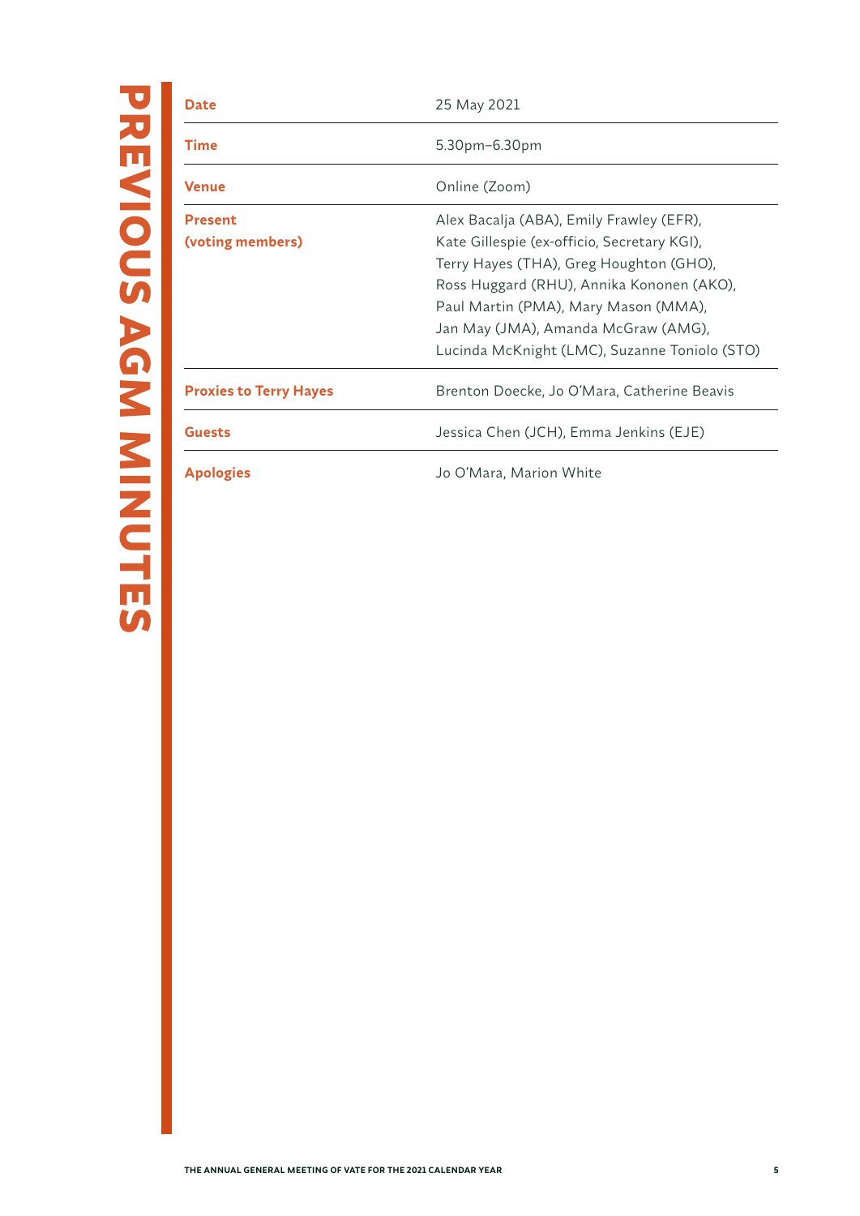# PREVIOUS AGM MINUTES

| | |
|---|---|
| **Date** | 25 May 2021 |
| **Time** | 5.30pm–6.30pm |
| **Venue** | Online (Zoom) |
| **Present (voting members)** | Alex Bacalja (ABA), Emily Frawley (EFR), Kate Gillespie (ex-officio, Secretary KGI), Terry Hayes (THA), Greg Houghton (GHO), Ross Huggard (RHU), Annika Kononen (AKO), Paul Martin (PMA), Mary Mason (MMA), Jan May (JMA), Amanda McGraw (AMG), Lucinda McKnight (LMC), Suzanne Toniolo (STO) |
| **Proxies to Terry Hayes** | Brenton Doecke, Jo O'Mara, Catherine Beavis |
| **Guests** | Jessica Chen (JCH), Emma Jenkins (EJE) |
| **Apologies** | Jo O'Mara, Marion White |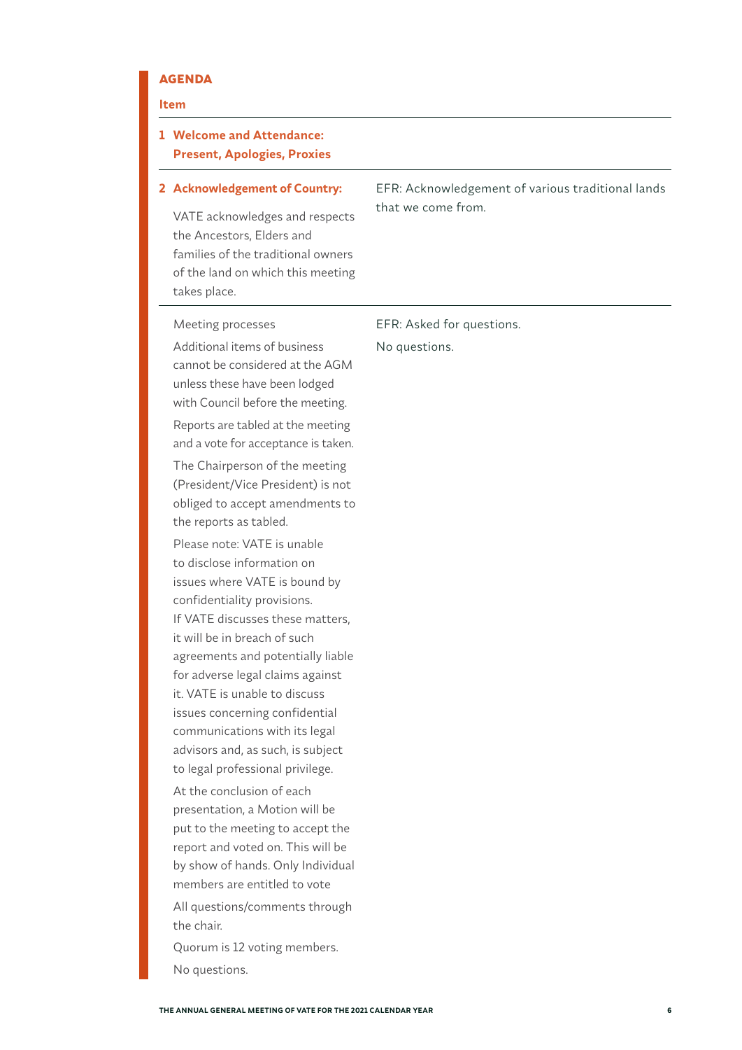## AGENDA

| Item | |
|---|---|
| **1 Welcome and Attendance: Present, Apologies, Proxies** | |
| **2 Acknowledgement of Country:** VATE acknowledges and respects the Ancestors, Elders and families of the traditional owners of the land on which this meeting takes place. | EFR: Acknowledgement of various traditional lands that we come from. |
| Meeting processes<br><br>Additional items of business cannot be considered at the AGM unless these have been lodged with Council before the meeting.<br><br>Reports are tabled at the meeting and a vote for acceptance is taken.<br><br>The Chairperson of the meeting (President/Vice President) is not obliged to accept amendments to the reports as tabled.<br><br>Please note: VATE is unable to disclose information on issues where VATE is bound by confidentiality provisions. If VATE discusses these matters, it will be in breach of such agreements and potentially liable for adverse legal claims against it. VATE is unable to discuss issues concerning confidential communications with its legal advisors and, as such, is subject to legal professional privilege.<br><br>At the conclusion of each presentation, a Motion will be put to the meeting to accept the report and voted on. This will be by show of hands. Only Individual members are entitled to vote<br><br>All questions/comments through the chair.<br><br>Quorum is 12 voting members.<br><br>No questions. | EFR: Asked for questions.<br><br>No questions. |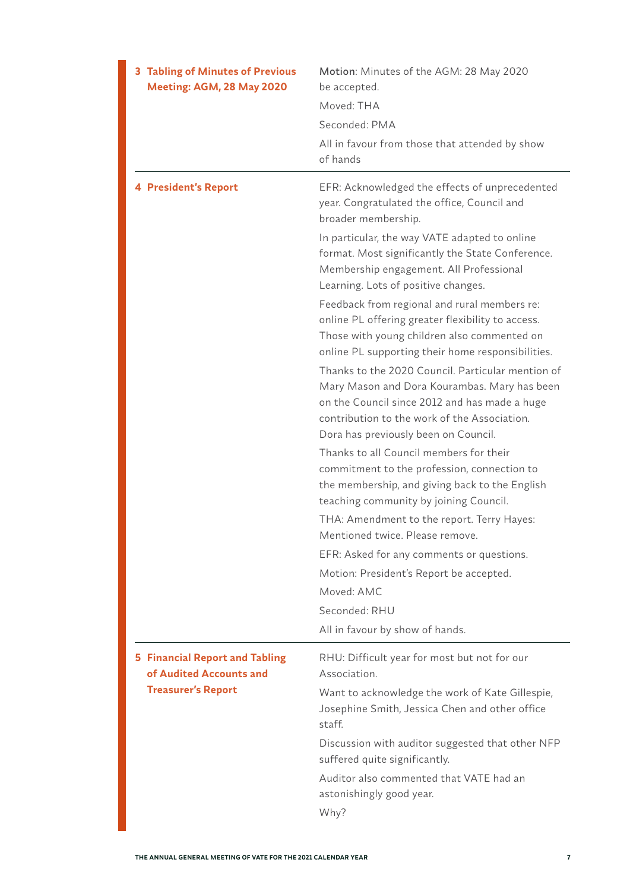| | |
|---|---|
| **3 Tabling of Minutes of Previous Meeting: AGM, 28 May 2020** | **Motion**: Minutes of the AGM: 28 May 2020 be accepted.<br>Moved: THA<br>Seconded: PMA<br>All in favour from those that attended by show of hands |
| **4 President's Report** | EFR: Acknowledged the effects of unprecedented year. Congratulated the office, Council and broader membership.<br>In particular, the way VATE adapted to online format. Most significantly the State Conference. Membership engagement. All Professional Learning. Lots of positive changes.<br>Feedback from regional and rural members re: online PL offering greater flexibility to access. Those with young children also commented on online PL supporting their home responsibilities.<br>Thanks to the 2020 Council. Particular mention of Mary Mason and Dora Kourambas. Mary has been on the Council since 2012 and has made a huge contribution to the work of the Association. Dora has previously been on Council.<br>Thanks to all Council members for their commitment to the profession, connection to the membership, and giving back to the English teaching community by joining Council.<br>THA: Amendment to the report. Terry Hayes: Mentioned twice. Please remove.<br>EFR: Asked for any comments or questions.<br>Motion: President's Report be accepted.<br>Moved: AMC<br>Seconded: RHU<br>All in favour by show of hands. |
| **5 Financial Report and Tabling of Audited Accounts and Treasurer's Report** | RHU: Difficult year for most but not for our Association.<br>Want to acknowledge the work of Kate Gillespie, Josephine Smith, Jessica Chen and other office staff.<br>Discussion with auditor suggested that other NFP suffered quite significantly.<br>Auditor also commented that VATE had an astonishingly good year.<br>Why? |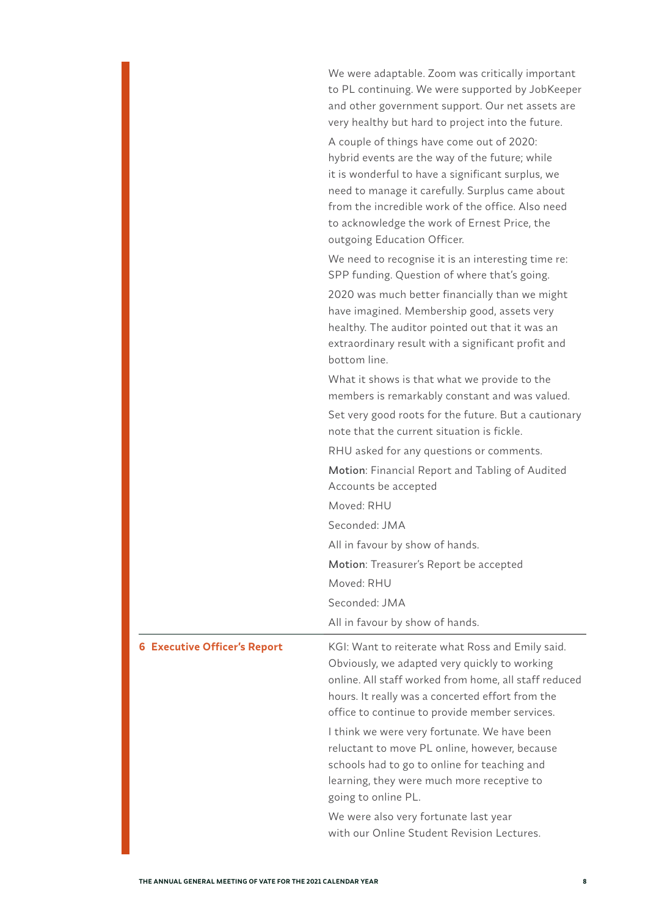We were adaptable. Zoom was critically important to PL continuing. We were supported by JobKeeper and other government support. Our net assets are very healthy but hard to project into the future.

A couple of things have come out of 2020: hybrid events are the way of the future; while it is wonderful to have a significant surplus, we need to manage it carefully. Surplus came about from the incredible work of the office. Also need to acknowledge the work of Ernest Price, the outgoing Education Officer.

We need to recognise it is an interesting time re: SPP funding. Question of where that's going.

2020 was much better financially than we might have imagined. Membership good, assets very healthy. The auditor pointed out that it was an extraordinary result with a significant profit and bottom line.

What it shows is that what we provide to the members is remarkably constant and was valued.

Set very good roots for the future. But a cautionary note that the current situation is fickle.

RHU asked for any questions or comments.

**Motion**: Financial Report and Tabling of Audited Accounts be accepted

Moved: RHU

Seconded: JMA

All in favour by show of hands.

**Motion**: Treasurer's Report be accepted

Moved: RHU

Seconded: JMA

All in favour by show of hands.

## 6 Executive Officer's Report

KGI: Want to reiterate what Ross and Emily said. Obviously, we adapted very quickly to working online. All staff worked from home, all staff reduced hours. It really was a concerted effort from the office to continue to provide member services.

I think we were very fortunate. We have been reluctant to move PL online, however, because schools had to go to online for teaching and learning, they were much more receptive to going to online PL.

We were also very fortunate last year with our Online Student Revision Lectures.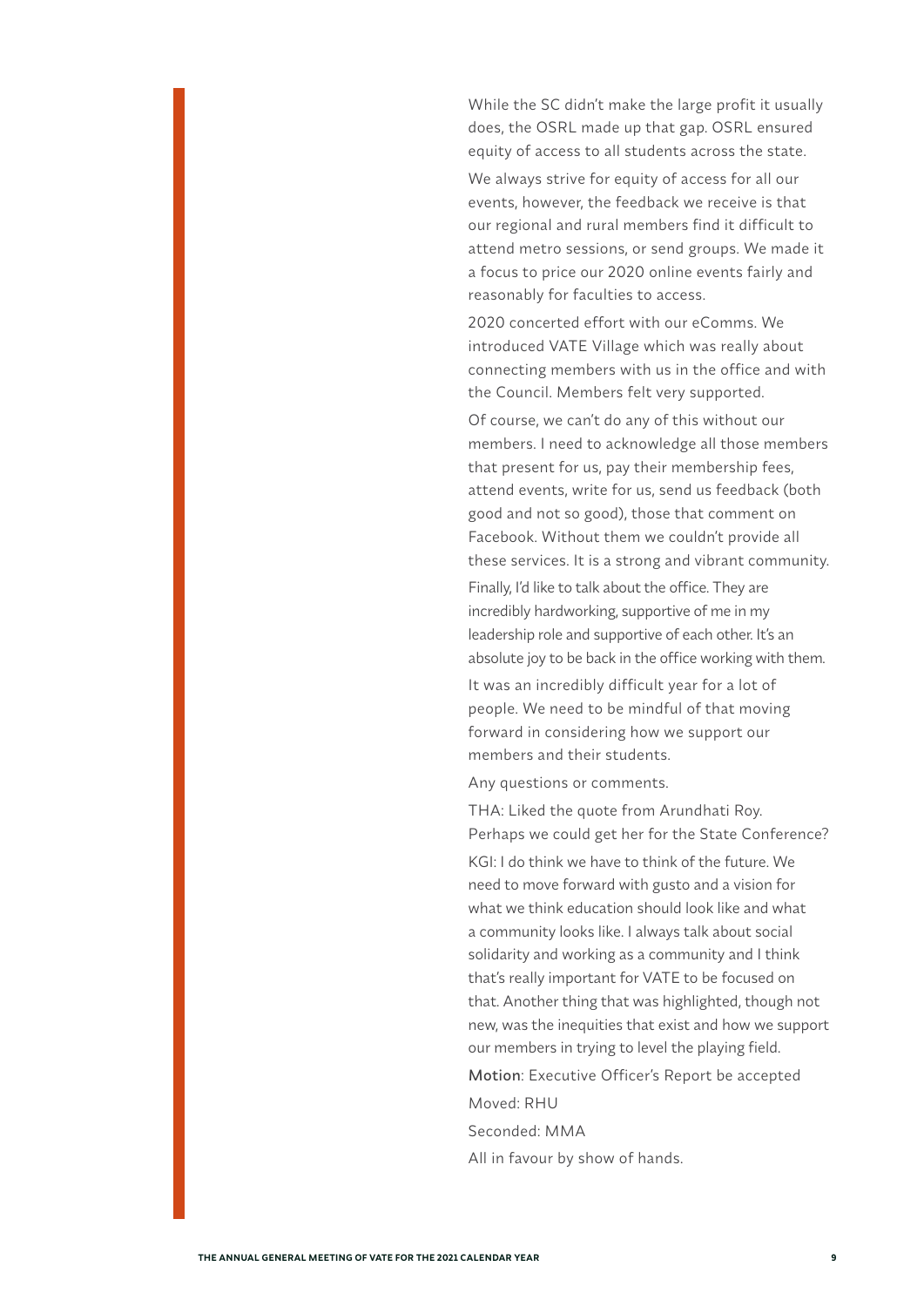While the SC didn't make the large profit it usually does, the OSRL made up that gap. OSRL ensured equity of access to all students across the state.

We always strive for equity of access for all our events, however, the feedback we receive is that our regional and rural members find it difficult to attend metro sessions, or send groups. We made it a focus to price our 2020 online events fairly and reasonably for faculties to access.

2020 concerted effort with our eComms. We introduced VATE Village which was really about connecting members with us in the office and with the Council. Members felt very supported.

Of course, we can't do any of this without our members. I need to acknowledge all those members that present for us, pay their membership fees, attend events, write for us, send us feedback (both good and not so good), those that comment on Facebook. Without them we couldn't provide all these services. It is a strong and vibrant community.

Finally, I'd like to talk about the office. They are incredibly hardworking, supportive of me in my leadership role and supportive of each other. It's an absolute joy to be back in the office working with them.

It was an incredibly difficult year for a lot of people. We need to be mindful of that moving forward in considering how we support our members and their students.

Any questions or comments.

THA: Liked the quote from Arundhati Roy. Perhaps we could get her for the State Conference?

KGI: I do think we have to think of the future. We need to move forward with gusto and a vision for what we think education should look like and what a community looks like. I always talk about social solidarity and working as a community and I think that's really important for VATE to be focused on that. Another thing that was highlighted, though not new, was the inequities that exist and how we support our members in trying to level the playing field.

Motion: Executive Officer's Report be accepted

Moved: RHU

Seconded: MMA

All in favour by show of hands.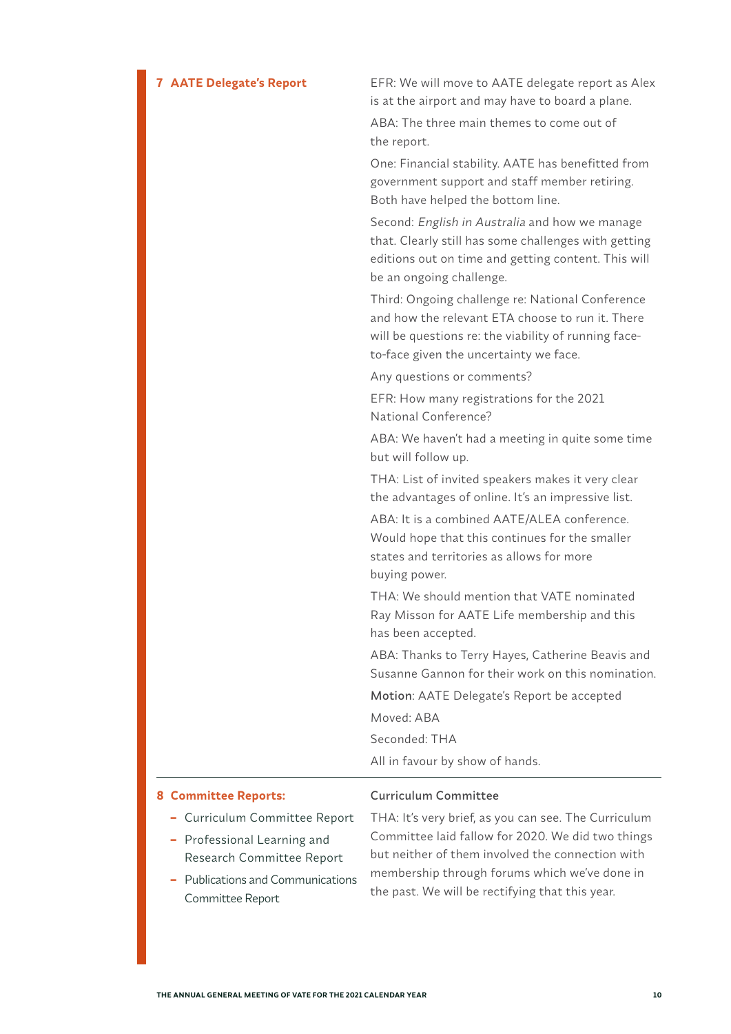## 7 AATE Delegate's Report

EFR: We will move to AATE delegate report as Alex is at the airport and may have to board a plane.

ABA: The three main themes to come out of the report.

One: Financial stability. AATE has benefitted from government support and staff member retiring. Both have helped the bottom line.

Second: *English in Australia* and how we manage that. Clearly still has some challenges with getting editions out on time and getting content. This will be an ongoing challenge.

Third: Ongoing challenge re: National Conference and how the relevant ETA choose to run it. There will be questions re: the viability of running face-to-face given the uncertainty we face.

Any questions or comments?

EFR: How many registrations for the 2021 National Conference?

ABA: We haven't had a meeting in quite some time but will follow up.

THA: List of invited speakers makes it very clear the advantages of online. It's an impressive list.

ABA: It is a combined AATE/ALEA conference. Would hope that this continues for the smaller states and territories as allows for more buying power.

THA: We should mention that VATE nominated Ray Misson for AATE Life membership and this has been accepted.

ABA: Thanks to Terry Hayes, Catherine Beavis and Susanne Gannon for their work on this nomination.

**Motion**: AATE Delegate's Report be accepted

Moved: ABA

Seconded: THA

All in favour by show of hands.

## 8 Committee Reports:

- Curriculum Committee Report
- Professional Learning and Research Committee Report
- Publications and Communications Committee Report

### Curriculum Committee

THA: It's very brief, as you can see. The Curriculum Committee laid fallow for 2020. We did two things but neither of them involved the connection with membership through forums which we've done in the past. We will be rectifying that this year.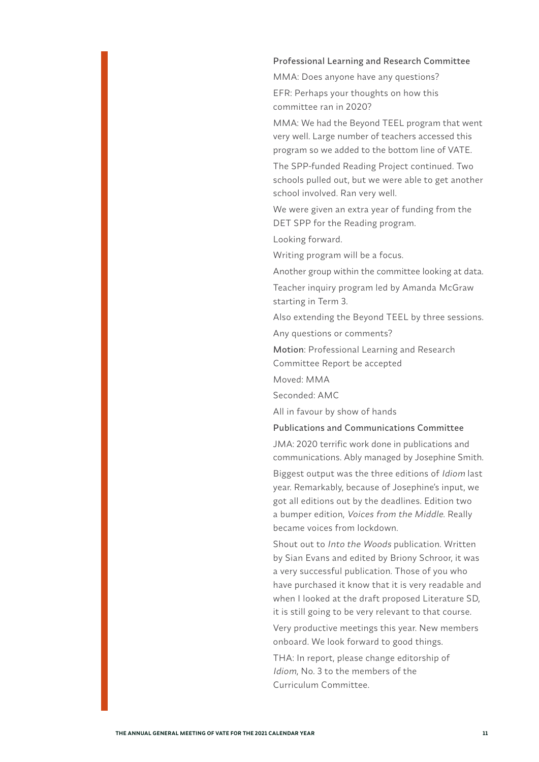### Professional Learning and Research Committee

MMA: Does anyone have any questions?

EFR: Perhaps your thoughts on how this committee ran in 2020?

MMA: We had the Beyond TEEL program that went very well. Large number of teachers accessed this program so we added to the bottom line of VATE.

The SPP-funded Reading Project continued. Two schools pulled out, but we were able to get another school involved. Ran very well.

We were given an extra year of funding from the DET SPP for the Reading program.

Looking forward.

Writing program will be a focus.

Another group within the committee looking at data.

Teacher inquiry program led by Amanda McGraw starting in Term 3.

Also extending the Beyond TEEL by three sessions.

Any questions or comments?

**Motion**: Professional Learning and Research Committee Report be accepted

Moved: MMA

Seconded: AMC

All in favour by show of hands

### Publications and Communications Committee

JMA: 2020 terrific work done in publications and communications. Ably managed by Josephine Smith.

Biggest output was the three editions of *Idiom* last year. Remarkably, because of Josephine's input, we got all editions out by the deadlines. Edition two a bumper edition, *Voices from the Middle*. Really became voices from lockdown.

Shout out to *Into the Woods* publication. Written by Sian Evans and edited by Briony Schroor, it was a very successful publication. Those of you who have purchased it know that it is very readable and when I looked at the draft proposed Literature SD, it is still going to be very relevant to that course.

Very productive meetings this year. New members onboard. We look forward to good things.

THA: In report, please change editorship of *Idiom*, No. 3 to the members of the Curriculum Committee.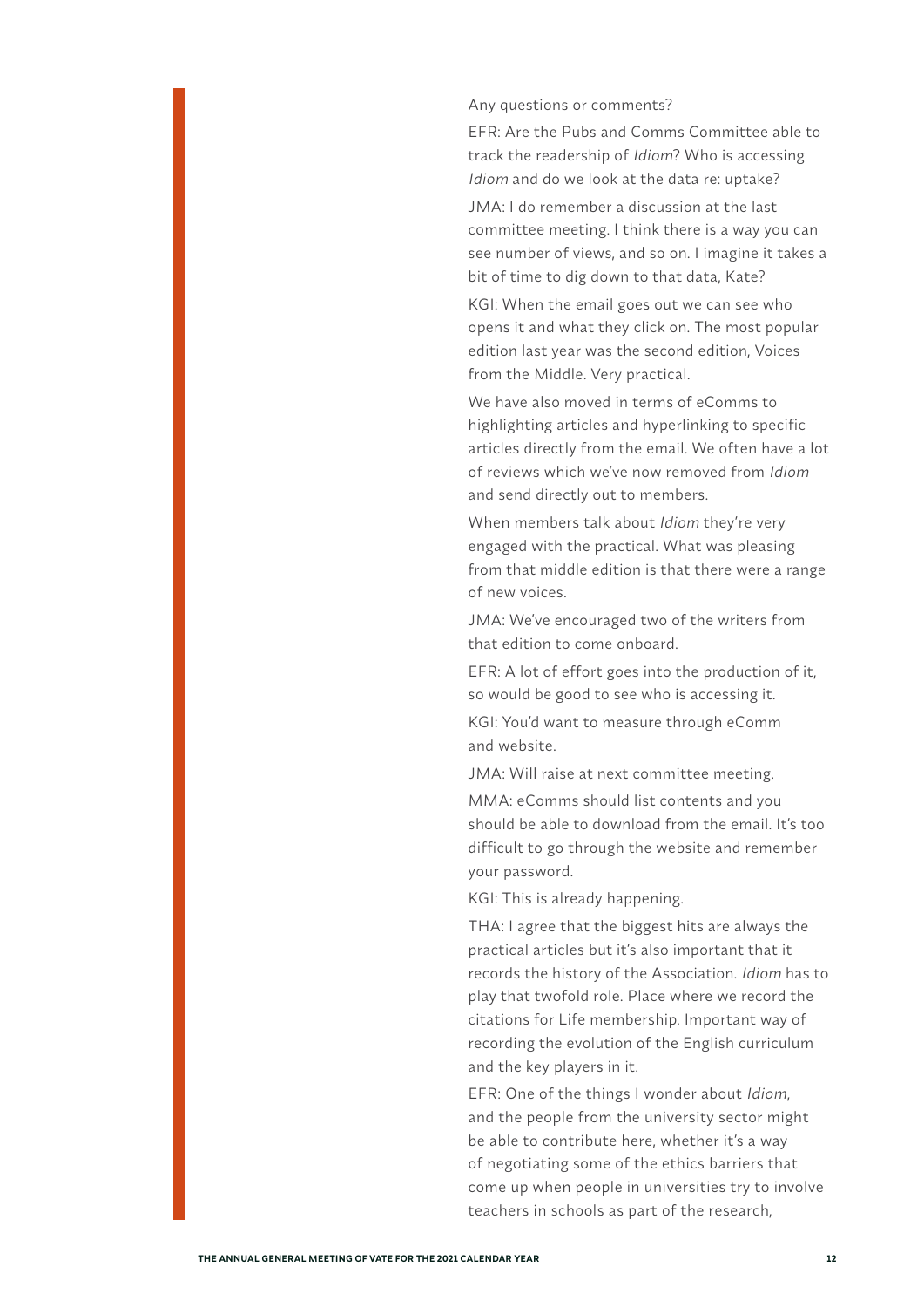Any questions or comments?

EFR: Are the Pubs and Comms Committee able to track the readership of *Idiom*? Who is accessing *Idiom* and do we look at the data re: uptake?

JMA: I do remember a discussion at the last committee meeting. I think there is a way you can see number of views, and so on. I imagine it takes a bit of time to dig down to that data, Kate?

KGI: When the email goes out we can see who opens it and what they click on. The most popular edition last year was the second edition, Voices from the Middle. Very practical.

We have also moved in terms of eComms to highlighting articles and hyperlinking to specific articles directly from the email. We often have a lot of reviews which we've now removed from *Idiom* and send directly out to members.

When members talk about *Idiom* they're very engaged with the practical. What was pleasing from that middle edition is that there were a range of new voices.

JMA: We've encouraged two of the writers from that edition to come onboard.

EFR: A lot of effort goes into the production of it, so would be good to see who is accessing it.

KGI: You'd want to measure through eComm and website.

JMA: Will raise at next committee meeting.

MMA: eComms should list contents and you should be able to download from the email. It's too difficult to go through the website and remember your password.

KGI: This is already happening.

THA: I agree that the biggest hits are always the practical articles but it's also important that it records the history of the Association. *Idiom* has to play that twofold role. Place where we record the citations for Life membership. Important way of recording the evolution of the English curriculum and the key players in it.

EFR: One of the things I wonder about *Idiom*, and the people from the university sector might be able to contribute here, whether it's a way of negotiating some of the ethics barriers that come up when people in universities try to involve teachers in schools as part of the research,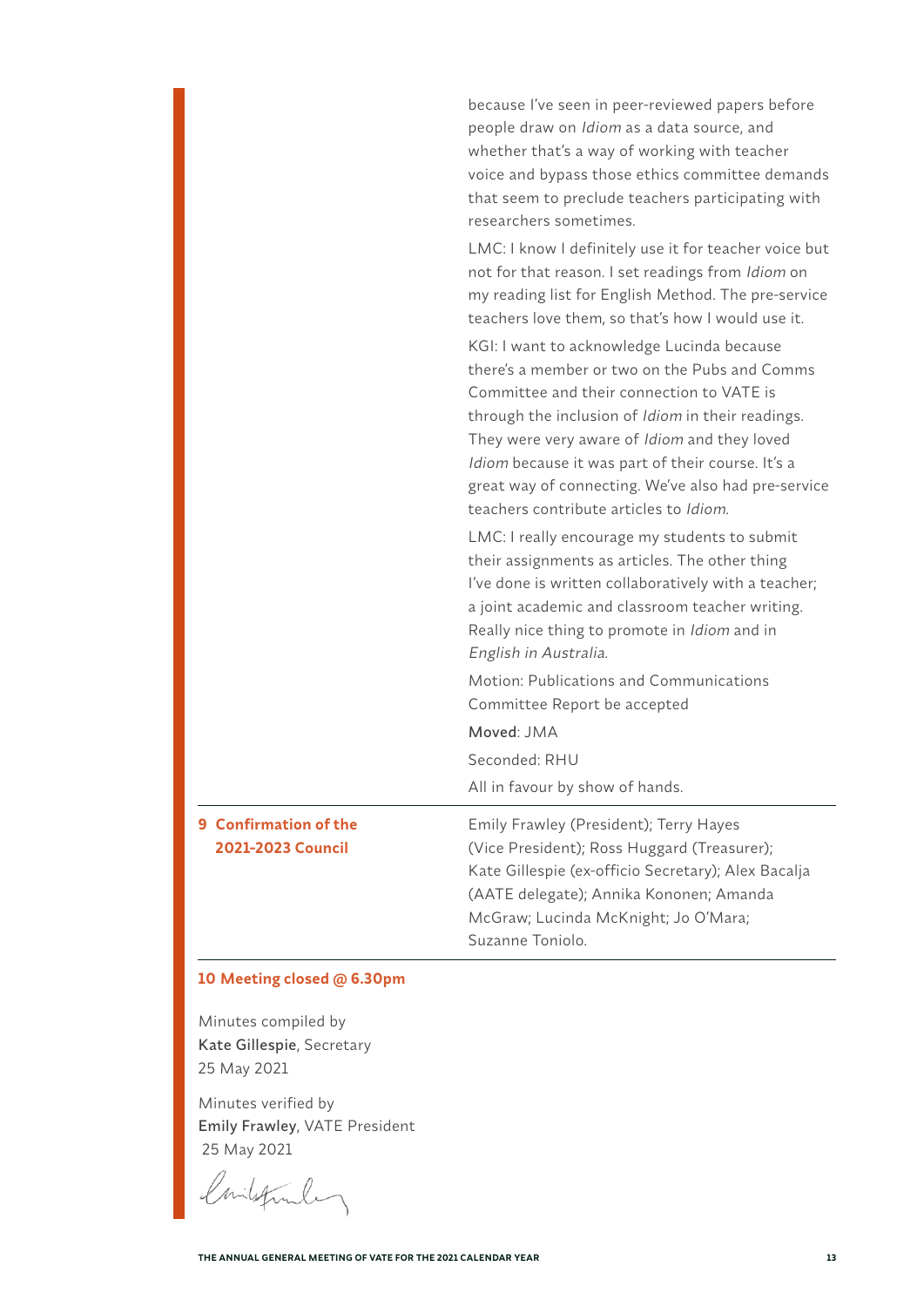because I've seen in peer-reviewed papers before people draw on *Idiom* as a data source, and whether that's a way of working with teacher voice and bypass those ethics committee demands that seem to preclude teachers participating with researchers sometimes.

LMC: I know I definitely use it for teacher voice but not for that reason. I set readings from *Idiom* on my reading list for English Method. The pre-service teachers love them, so that's how I would use it.

KGI: I want to acknowledge Lucinda because there's a member or two on the Pubs and Comms Committee and their connection to VATE is through the inclusion of *Idiom* in their readings. They were very aware of *Idiom* and they loved *Idiom* because it was part of their course. It's a great way of connecting. We've also had pre-service teachers contribute articles to *Idiom*.

LMC: I really encourage my students to submit their assignments as articles. The other thing I've done is written collaboratively with a teacher; a joint academic and classroom teacher writing. Really nice thing to promote in *Idiom* and in *English in Australia*.

Motion: Publications and Communications Committee Report be accepted

Moved: JMA

Seconded: RHU

All in favour by show of hands.

**9 Confirmation of the 2021-2023 Council**

Emily Frawley (President); Terry Hayes (Vice President); Ross Huggard (Treasurer); Kate Gillespie (ex-officio Secretary); Alex Bacalja (AATE delegate); Annika Kononen; Amanda McGraw; Lucinda McKnight; Jo O'Mara; Suzanne Toniolo.

**10 Meeting closed @ 6.30pm**

Minutes compiled by
**Kate Gillespie**, Secretary
25 May 2021

Minutes verified by
**Emily Frawley**, VATE President
25 May 2021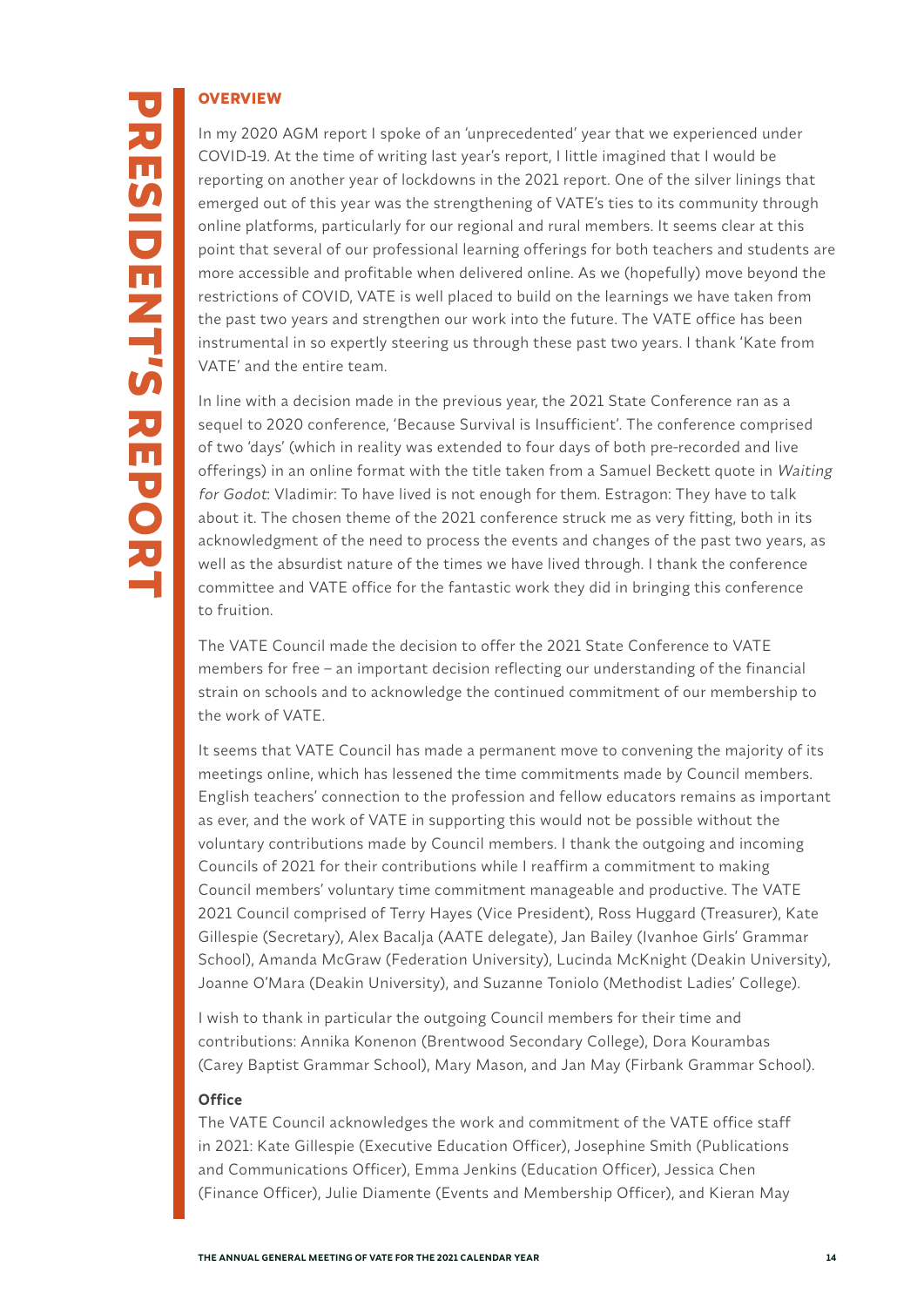# PRESIDENT'S REPORT

## OVERVIEW

In my 2020 AGM report I spoke of an 'unprecedented' year that we experienced under COVID-19. At the time of writing last year's report, I little imagined that I would be reporting on another year of lockdowns in the 2021 report. One of the silver linings that emerged out of this year was the strengthening of VATE's ties to its community through online platforms, particularly for our regional and rural members. It seems clear at this point that several of our professional learning offerings for both teachers and students are more accessible and profitable when delivered online. As we (hopefully) move beyond the restrictions of COVID, VATE is well placed to build on the learnings we have taken from the past two years and strengthen our work into the future. The VATE office has been instrumental in so expertly steering us through these past two years. I thank 'Kate from VATE' and the entire team.

In line with a decision made in the previous year, the 2021 State Conference ran as a sequel to 2020 conference, 'Because Survival is Insufficient'. The conference comprised of two 'days' (which in reality was extended to four days of both pre-recorded and live offerings) in an online format with the title taken from a Samuel Beckett quote in *Waiting for Godot*: Vladimir: To have lived is not enough for them. Estragon: They have to talk about it. The chosen theme of the 2021 conference struck me as very fitting, both in its acknowledgment of the need to process the events and changes of the past two years, as well as the absurdist nature of the times we have lived through. I thank the conference committee and VATE office for the fantastic work they did in bringing this conference to fruition.

The VATE Council made the decision to offer the 2021 State Conference to VATE members for free – an important decision reflecting our understanding of the financial strain on schools and to acknowledge the continued commitment of our membership to the work of VATE.

It seems that VATE Council has made a permanent move to convening the majority of its meetings online, which has lessened the time commitments made by Council members. English teachers' connection to the profession and fellow educators remains as important as ever, and the work of VATE in supporting this would not be possible without the voluntary contributions made by Council members. I thank the outgoing and incoming Councils of 2021 for their contributions while I reaffirm a commitment to making Council members' voluntary time commitment manageable and productive. The VATE 2021 Council comprised of Terry Hayes (Vice President), Ross Huggard (Treasurer), Kate Gillespie (Secretary), Alex Bacalja (AATE delegate), Jan Bailey (Ivanhoe Girls' Grammar School), Amanda McGraw (Federation University), Lucinda McKnight (Deakin University), Joanne O'Mara (Deakin University), and Suzanne Toniolo (Methodist Ladies' College).

I wish to thank in particular the outgoing Council members for their time and contributions: Annika Konenon (Brentwood Secondary College), Dora Kourambas (Carey Baptist Grammar School), Mary Mason, and Jan May (Firbank Grammar School).

### Office

The VATE Council acknowledges the work and commitment of the VATE office staff in 2021: Kate Gillespie (Executive Education Officer), Josephine Smith (Publications and Communications Officer), Emma Jenkins (Education Officer), Jessica Chen (Finance Officer), Julie Diamente (Events and Membership Officer), and Kieran May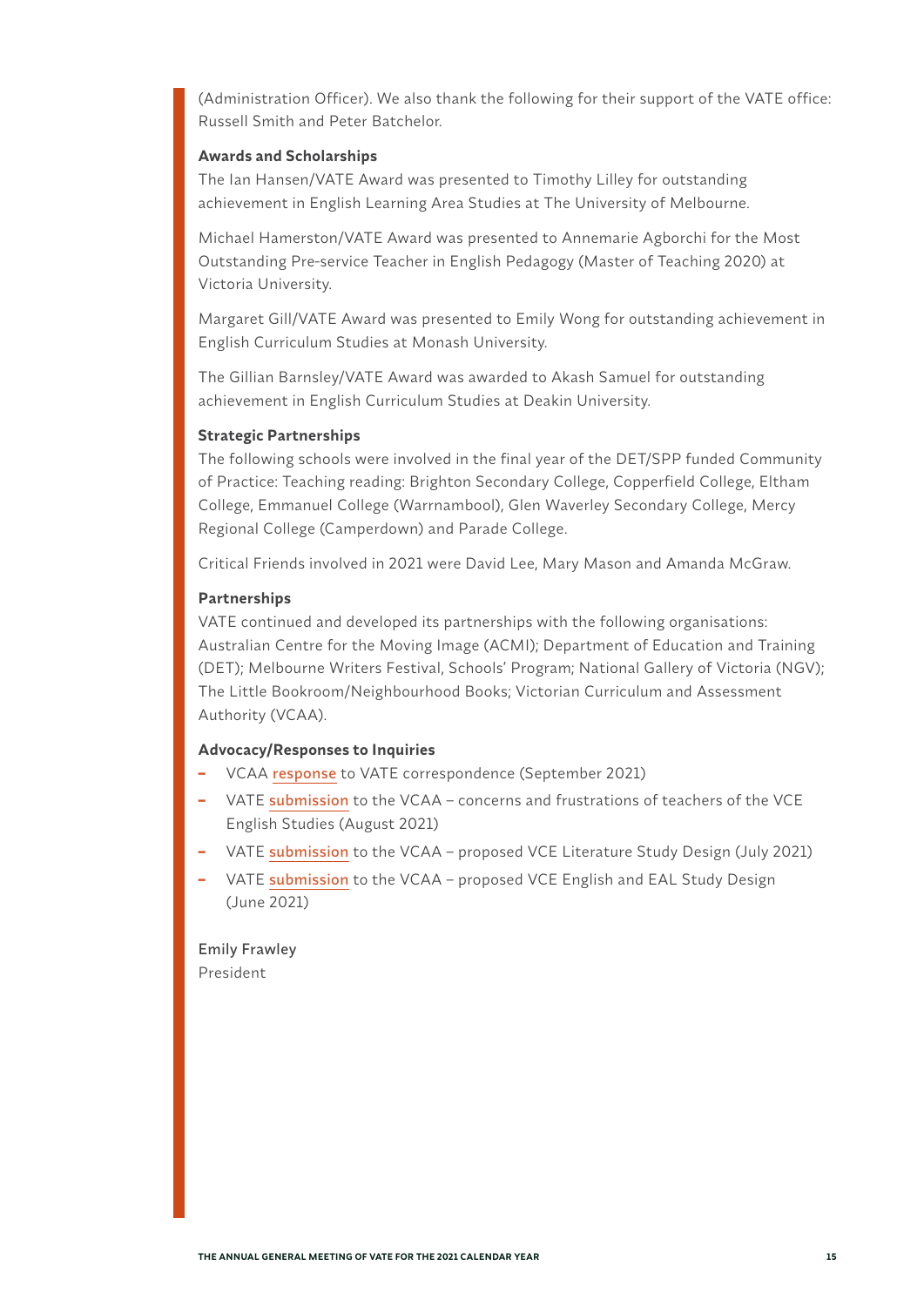(Administration Officer). We also thank the following for their support of the VATE office: Russell Smith and Peter Batchelor.

**Awards and Scholarships**

The Ian Hansen/VATE Award was presented to Timothy Lilley for outstanding achievement in English Learning Area Studies at The University of Melbourne.

Michael Hamerston/VATE Award was presented to Annemarie Agborchi for the Most Outstanding Pre-service Teacher in English Pedagogy (Master of Teaching 2020) at Victoria University.

Margaret Gill/VATE Award was presented to Emily Wong for outstanding achievement in English Curriculum Studies at Monash University.

The Gillian Barnsley/VATE Award was awarded to Akash Samuel for outstanding achievement in English Curriculum Studies at Deakin University.

**Strategic Partnerships**

The following schools were involved in the final year of the DET/SPP funded Community of Practice: Teaching reading: Brighton Secondary College, Copperfield College, Eltham College, Emmanuel College (Warrnambool), Glen Waverley Secondary College, Mercy Regional College (Camperdown) and Parade College.

Critical Friends involved in 2021 were David Lee, Mary Mason and Amanda McGraw.

**Partnerships**

VATE continued and developed its partnerships with the following organisations: Australian Centre for the Moving Image (ACMI); Department of Education and Training (DET); Melbourne Writers Festival, Schools' Program; National Gallery of Victoria (NGV); The Little Bookroom/Neighbourhood Books; Victorian Curriculum and Assessment Authority (VCAA).

**Advocacy/Responses to Inquiries**

- VCAA response to VATE correspondence (September 2021)
- VATE submission to the VCAA – concerns and frustrations of teachers of the VCE English Studies (August 2021)
- VATE submission to the VCAA – proposed VCE Literature Study Design (July 2021)
- VATE submission to the VCAA – proposed VCE English and EAL Study Design (June 2021)

Emily Frawley
President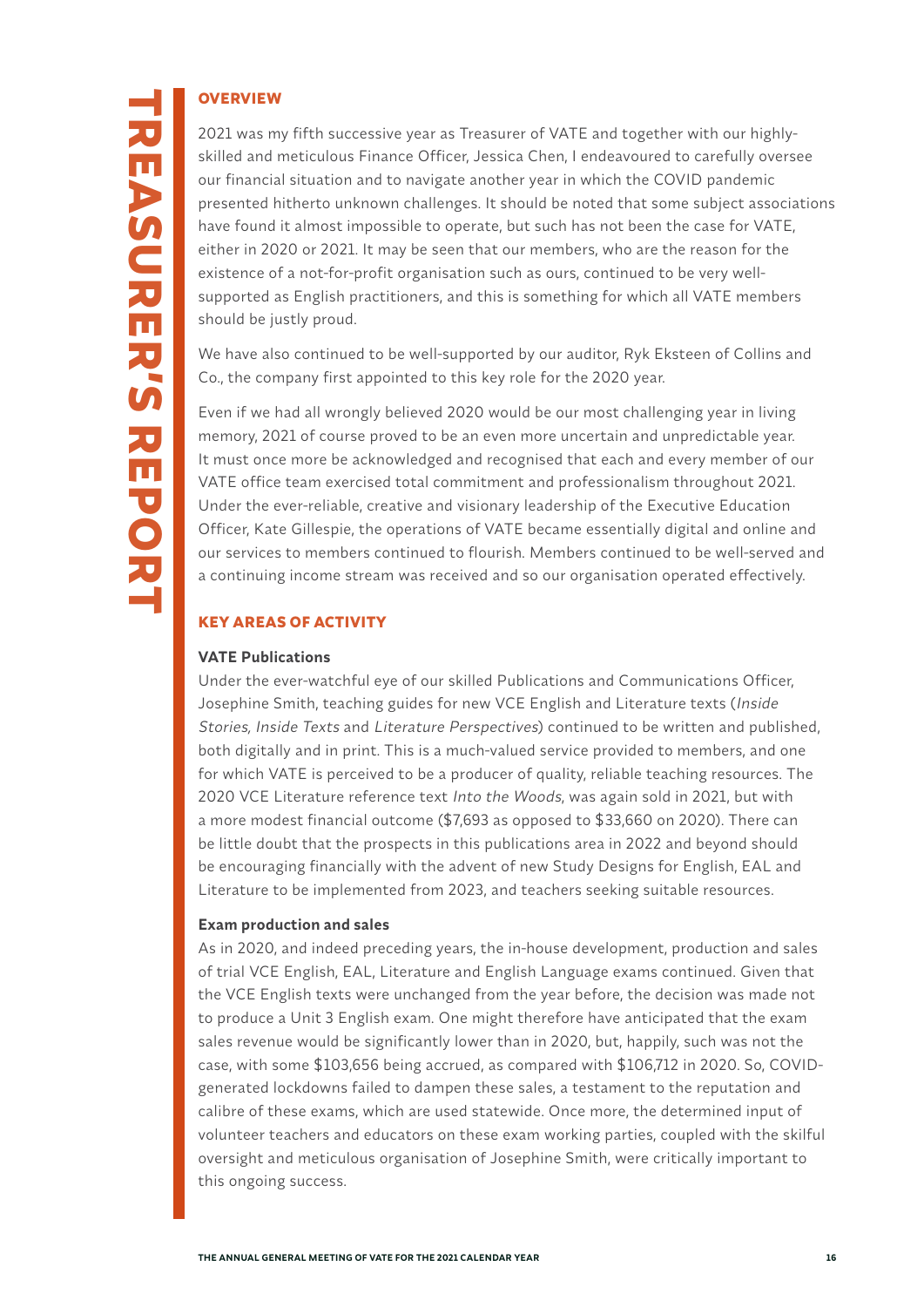# TREASURER'S REPORT

## OVERVIEW

2021 was my fifth successive year as Treasurer of VATE and together with our highly-skilled and meticulous Finance Officer, Jessica Chen, I endeavoured to carefully oversee our financial situation and to navigate another year in which the COVID pandemic presented hitherto unknown challenges. It should be noted that some subject associations have found it almost impossible to operate, but such has not been the case for VATE, either in 2020 or 2021. It may be seen that our members, who are the reason for the existence of a not-for-profit organisation such as ours, continued to be very well-supported as English practitioners, and this is something for which all VATE members should be justly proud.

We have also continued to be well-supported by our auditor, Ryk Eksteen of Collins and Co., the company first appointed to this key role for the 2020 year.

Even if we had all wrongly believed 2020 would be our most challenging year in living memory, 2021 of course proved to be an even more uncertain and unpredictable year. It must once more be acknowledged and recognised that each and every member of our VATE office team exercised total commitment and professionalism throughout 2021. Under the ever-reliable, creative and visionary leadership of the Executive Education Officer, Kate Gillespie, the operations of VATE became essentially digital and online and our services to members continued to flourish. Members continued to be well-served and a continuing income stream was received and so our organisation operated effectively.

## KEY AREAS OF ACTIVITY

### VATE Publications

Under the ever-watchful eye of our skilled Publications and Communications Officer, Josephine Smith, teaching guides for new VCE English and Literature texts (*Inside Stories, Inside Texts* and *Literature Perspectives*) continued to be written and published, both digitally and in print. This is a much-valued service provided to members, and one for which VATE is perceived to be a producer of quality, reliable teaching resources. The 2020 VCE Literature reference text *Into the Woods*, was again sold in 2021, but with a more modest financial outcome ($7,693 as opposed to $33,660 on 2020). There can be little doubt that the prospects in this publications area in 2022 and beyond should be encouraging financially with the advent of new Study Designs for English, EAL and Literature to be implemented from 2023, and teachers seeking suitable resources.

### Exam production and sales

As in 2020, and indeed preceding years, the in-house development, production and sales of trial VCE English, EAL, Literature and English Language exams continued. Given that the VCE English texts were unchanged from the year before, the decision was made not to produce a Unit 3 English exam. One might therefore have anticipated that the exam sales revenue would be significantly lower than in 2020, but, happily, such was not the case, with some $103,656 being accrued, as compared with $106,712 in 2020. So, COVID-generated lockdowns failed to dampen these sales, a testament to the reputation and calibre of these exams, which are used statewide. Once more, the determined input of volunteer teachers and educators on these exam working parties, coupled with the skilful oversight and meticulous organisation of Josephine Smith, were critically important to this ongoing success.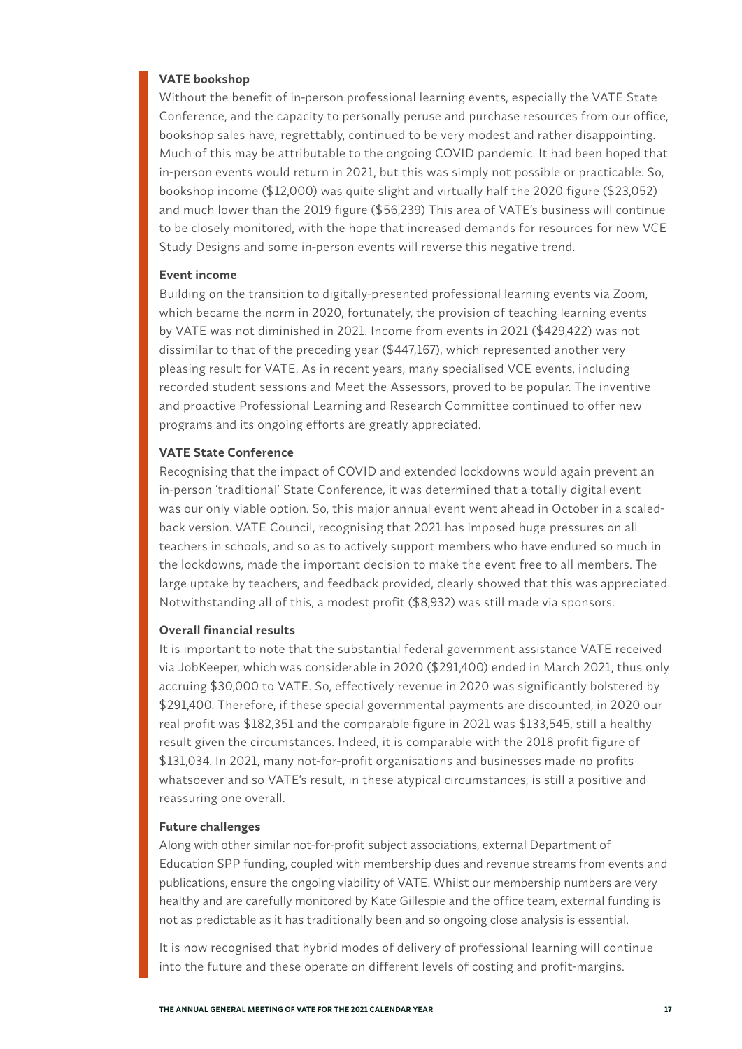**VATE bookshop**

Without the benefit of in-person professional learning events, especially the VATE State Conference, and the capacity to personally peruse and purchase resources from our office, bookshop sales have, regrettably, continued to be very modest and rather disappointing. Much of this may be attributable to the ongoing COVID pandemic. It had been hoped that in-person events would return in 2021, but this was simply not possible or practicable. So, bookshop income ($12,000) was quite slight and virtually half the 2020 figure ($23,052) and much lower than the 2019 figure ($56,239) This area of VATE's business will continue to be closely monitored, with the hope that increased demands for resources for new VCE Study Designs and some in-person events will reverse this negative trend.

**Event income**

Building on the transition to digitally-presented professional learning events via Zoom, which became the norm in 2020, fortunately, the provision of teaching learning events by VATE was not diminished in 2021. Income from events in 2021 ($429,422) was not dissimilar to that of the preceding year ($447,167), which represented another very pleasing result for VATE. As in recent years, many specialised VCE events, including recorded student sessions and Meet the Assessors, proved to be popular. The inventive and proactive Professional Learning and Research Committee continued to offer new programs and its ongoing efforts are greatly appreciated.

**VATE State Conference**

Recognising that the impact of COVID and extended lockdowns would again prevent an in-person 'traditional' State Conference, it was determined that a totally digital event was our only viable option. So, this major annual event went ahead in October in a scaled-back version. VATE Council, recognising that 2021 has imposed huge pressures on all teachers in schools, and so as to actively support members who have endured so much in the lockdowns, made the important decision to make the event free to all members. The large uptake by teachers, and feedback provided, clearly showed that this was appreciated. Notwithstanding all of this, a modest profit ($8,932) was still made via sponsors.

**Overall financial results**

It is important to note that the substantial federal government assistance VATE received via JobKeeper, which was considerable in 2020 ($291,400) ended in March 2021, thus only accruing $30,000 to VATE. So, effectively revenue in 2020 was significantly bolstered by $291,400. Therefore, if these special governmental payments are discounted, in 2020 our real profit was $182,351 and the comparable figure in 2021 was $133,545, still a healthy result given the circumstances. Indeed, it is comparable with the 2018 profit figure of $131,034. In 2021, many not-for-profit organisations and businesses made no profits whatsoever and so VATE's result, in these atypical circumstances, is still a positive and reassuring one overall.

**Future challenges**

Along with other similar not-for-profit subject associations, external Department of Education SPP funding, coupled with membership dues and revenue streams from events and publications, ensure the ongoing viability of VATE. Whilst our membership numbers are very healthy and are carefully monitored by Kate Gillespie and the office team, external funding is not as predictable as it has traditionally been and so ongoing close analysis is essential.

It is now recognised that hybrid modes of delivery of professional learning will continue into the future and these operate on different levels of costing and profit-margins.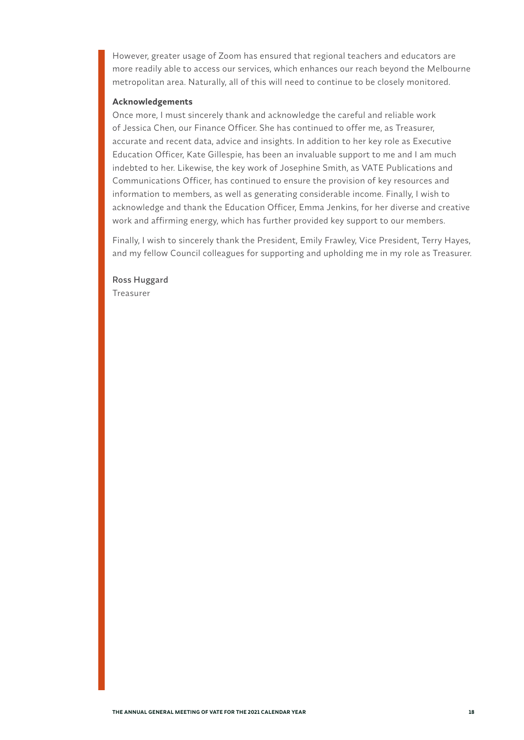However, greater usage of Zoom has ensured that regional teachers and educators are more readily able to access our services, which enhances our reach beyond the Melbourne metropolitan area. Naturally, all of this will need to continue to be closely monitored.

**Acknowledgements**

Once more, I must sincerely thank and acknowledge the careful and reliable work of Jessica Chen, our Finance Officer. She has continued to offer me, as Treasurer, accurate and recent data, advice and insights. In addition to her key role as Executive Education Officer, Kate Gillespie, has been an invaluable support to me and I am much indebted to her. Likewise, the key work of Josephine Smith, as VATE Publications and Communications Officer, has continued to ensure the provision of key resources and information to members, as well as generating considerable income. Finally, I wish to acknowledge and thank the Education Officer, Emma Jenkins, for her diverse and creative work and affirming energy, which has further provided key support to our members.

Finally, I wish to sincerely thank the President, Emily Frawley, Vice President, Terry Hayes, and my fellow Council colleagues for supporting and upholding me in my role as Treasurer.

Ross Huggard
Treasurer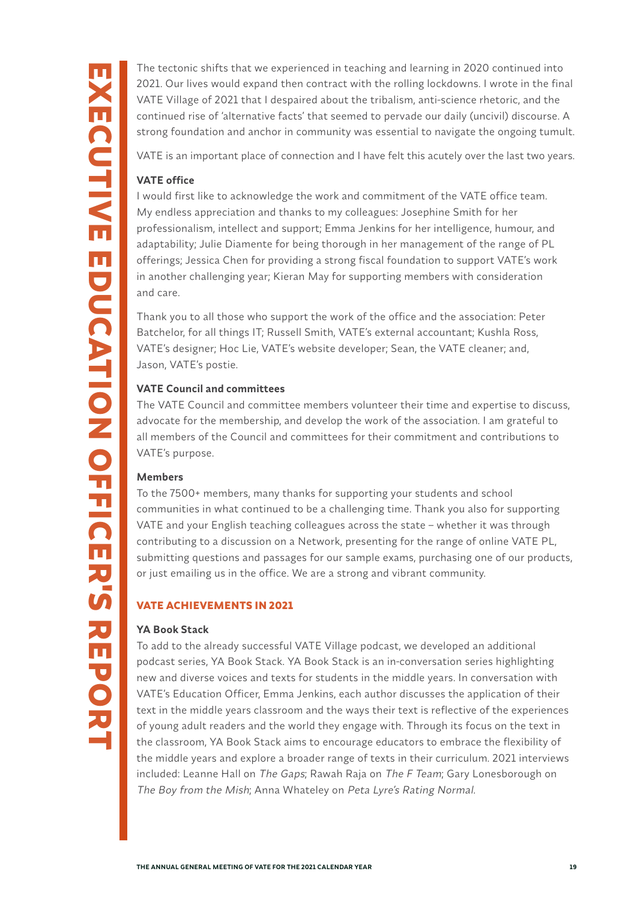# EXECUTIVE EDUCATION OFFICER'S REPORT

The tectonic shifts that we experienced in teaching and learning in 2020 continued into 2021. Our lives would expand then contract with the rolling lockdowns. I wrote in the final VATE Village of 2021 that I despaired about the tribalism, anti-science rhetoric, and the continued rise of 'alternative facts' that seemed to pervade our daily (uncivil) discourse. A strong foundation and anchor in community was essential to navigate the ongoing tumult.

VATE is an important place of connection and I have felt this acutely over the last two years.

**VATE office**

I would first like to acknowledge the work and commitment of the VATE office team. My endless appreciation and thanks to my colleagues: Josephine Smith for her professionalism, intellect and support; Emma Jenkins for her intelligence, humour, and adaptability; Julie Diamente for being thorough in her management of the range of PL offerings; Jessica Chen for providing a strong fiscal foundation to support VATE's work in another challenging year; Kieran May for supporting members with consideration and care.

Thank you to all those who support the work of the office and the association: Peter Batchelor, for all things IT; Russell Smith, VATE's external accountant; Kushla Ross, VATE's designer; Hoc Lie, VATE's website developer; Sean, the VATE cleaner; and, Jason, VATE's postie.

**VATE Council and committees**

The VATE Council and committee members volunteer their time and expertise to discuss, advocate for the membership, and develop the work of the association. I am grateful to all members of the Council and committees for their commitment and contributions to VATE's purpose.

**Members**

To the 7500+ members, many thanks for supporting your students and school communities in what continued to be a challenging time. Thank you also for supporting VATE and your English teaching colleagues across the state – whether it was through contributing to a discussion on a Network, presenting for the range of online VATE PL, submitting questions and passages for our sample exams, purchasing one of our products, or just emailing us in the office. We are a strong and vibrant community.

## VATE ACHIEVEMENTS IN 2021

**YA Book Stack**

To add to the already successful VATE Village podcast, we developed an additional podcast series, YA Book Stack. YA Book Stack is an in-conversation series highlighting new and diverse voices and texts for students in the middle years. In conversation with VATE's Education Officer, Emma Jenkins, each author discusses the application of their text in the middle years classroom and the ways their text is reflective of the experiences of young adult readers and the world they engage with. Through its focus on the text in the classroom, YA Book Stack aims to encourage educators to embrace the flexibility of the middle years and explore a broader range of texts in their curriculum. 2021 interviews included: Leanne Hall on *The Gaps*; Rawah Raja on *The F Team*; Gary Lonesborough on *The Boy from the Mish*; Anna Whateley on *Peta Lyre's Rating Normal*.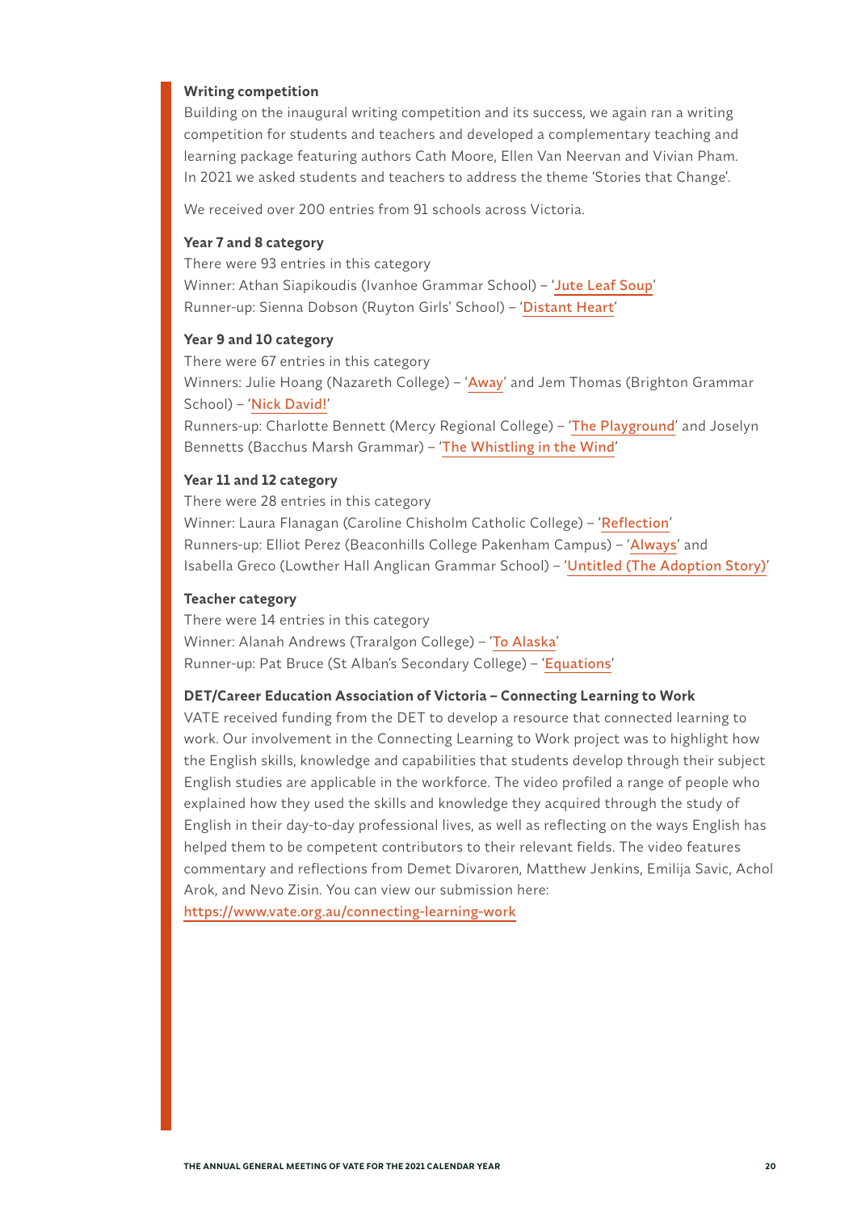**Writing competition**

Building on the inaugural writing competition and its success, we again ran a writing competition for students and teachers and developed a complementary teaching and learning package featuring authors Cath Moore, Ellen Van Neervan and Vivian Pham. In 2021 we asked students and teachers to address the theme 'Stories that Change'.

We received over 200 entries from 91 schools across Victoria.

**Year 7 and 8 category**

There were 93 entries in this category
Winner: Athan Siapikoudis (Ivanhoe Grammar School) – 'Jute Leaf Soup'
Runner-up: Sienna Dobson (Ruyton Girls' School) – 'Distant Heart'

**Year 9 and 10 category**

There were 67 entries in this category
Winners: Julie Hoang (Nazareth College) – 'Away' and Jem Thomas (Brighton Grammar School) – 'Nick David!'
Runners-up: Charlotte Bennett (Mercy Regional College) – 'The Playground' and Joselyn Bennetts (Bacchus Marsh Grammar) – 'The Whistling in the Wind'

**Year 11 and 12 category**

There were 28 entries in this category
Winner: Laura Flanagan (Caroline Chisholm Catholic College) – 'Reflection'
Runners-up: Elliot Perez (Beaconhills College Pakenham Campus) – 'Always' and Isabella Greco (Lowther Hall Anglican Grammar School) – 'Untitled (The Adoption Story)'

**Teacher category**

There were 14 entries in this category
Winner: Alanah Andrews (Traralgon College) – 'To Alaska'
Runner-up: Pat Bruce (St Alban's Secondary College) – 'Equations'

**DET/Career Education Association of Victoria – Connecting Learning to Work**

VATE received funding from the DET to develop a resource that connected learning to work. Our involvement in the Connecting Learning to Work project was to highlight how the English skills, knowledge and capabilities that students develop through their subject English studies are applicable in the workforce. The video profiled a range of people who explained how they used the skills and knowledge they acquired through the study of English in their day-to-day professional lives, as well as reflecting on the ways English has helped them to be competent contributors to their relevant fields. The video features commentary and reflections from Demet Divaroren, Matthew Jenkins, Emilija Savic, Achol Arok, and Nevo Zisin. You can view our submission here:
https://www.vate.org.au/connecting-learning-work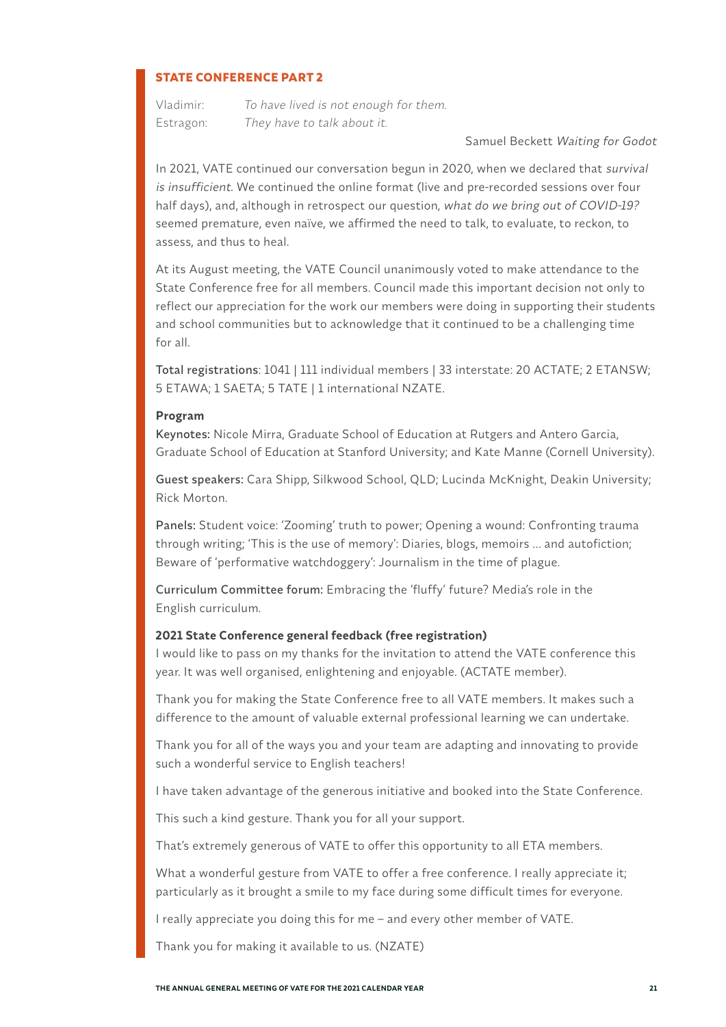## STATE CONFERENCE PART 2

Vladimir: *To have lived is not enough for them.*
Estragon: *They have to talk about it.*

Samuel Beckett *Waiting for Godot*

In 2021, VATE continued our conversation begun in 2020, when we declared that *survival is insufficient*. We continued the online format (live and pre-recorded sessions over four half days), and, although in retrospect our question, *what do we bring out of COVID-19?* seemed premature, even naïve, we affirmed the need to talk, to evaluate, to reckon, to assess, and thus to heal.

At its August meeting, the VATE Council unanimously voted to make attendance to the State Conference free for all members. Council made this important decision not only to reflect our appreciation for the work our members were doing in supporting their students and school communities but to acknowledge that it continued to be a challenging time for all.

Total registrations: 1041 | 111 individual members | 33 interstate: 20 ACTATE; 2 ETANSW; 5 ETAWA; 1 SAETA; 5 TATE | 1 international NZATE.

**Program**

Keynotes: Nicole Mirra, Graduate School of Education at Rutgers and Antero Garcia, Graduate School of Education at Stanford University; and Kate Manne (Cornell University).

Guest speakers: Cara Shipp, Silkwood School, QLD; Lucinda McKnight, Deakin University; Rick Morton.

Panels: Student voice: 'Zooming' truth to power; Opening a wound: Confronting trauma through writing; 'This is the use of memory': Diaries, blogs, memoirs … and autofiction; Beware of 'performative watchdoggery': Journalism in the time of plague.

Curriculum Committee forum: Embracing the 'fluffy' future? Media's role in the English curriculum.

**2021 State Conference general feedback (free registration)**

I would like to pass on my thanks for the invitation to attend the VATE conference this year. It was well organised, enlightening and enjoyable. (ACTATE member).

Thank you for making the State Conference free to all VATE members. It makes such a difference to the amount of valuable external professional learning we can undertake.

Thank you for all of the ways you and your team are adapting and innovating to provide such a wonderful service to English teachers!

I have taken advantage of the generous initiative and booked into the State Conference.

This such a kind gesture. Thank you for all your support.

That's extremely generous of VATE to offer this opportunity to all ETA members.

What a wonderful gesture from VATE to offer a free conference. I really appreciate it; particularly as it brought a smile to my face during some difficult times for everyone.

I really appreciate you doing this for me – and every other member of VATE.

Thank you for making it available to us. (NZATE)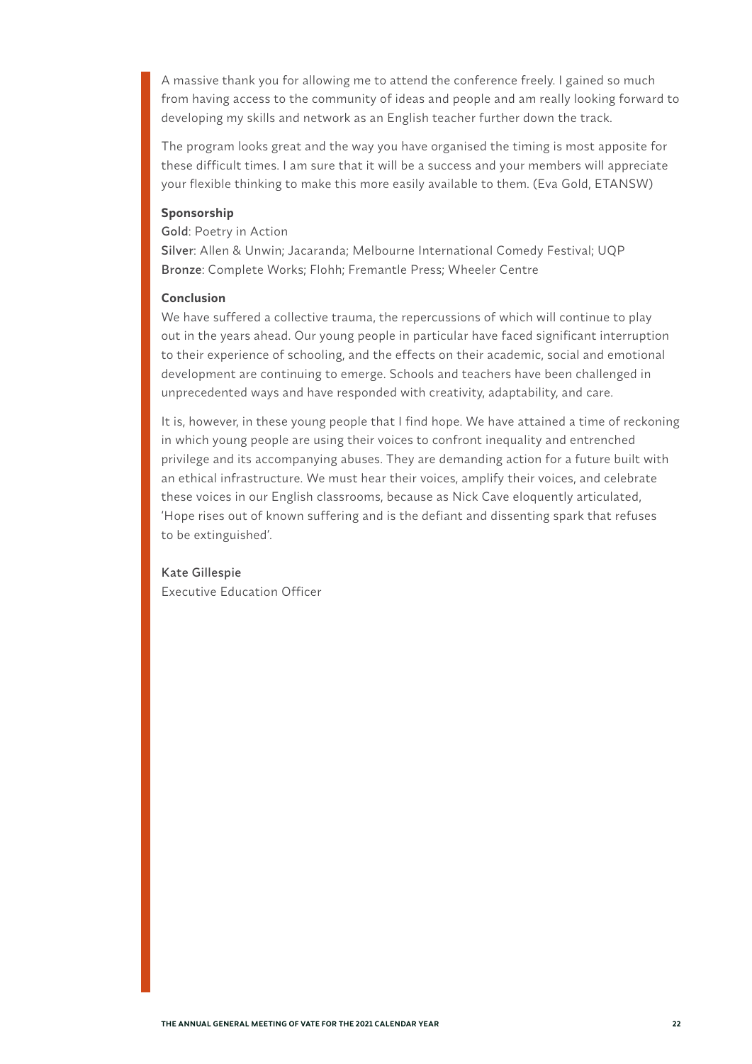A massive thank you for allowing me to attend the conference freely. I gained so much from having access to the community of ideas and people and am really looking forward to developing my skills and network as an English teacher further down the track.

The program looks great and the way you have organised the timing is most apposite for these difficult times. I am sure that it will be a success and your members will appreciate your flexible thinking to make this more easily available to them. (Eva Gold, ETANSW)

### Sponsorship

Gold: Poetry in Action
Silver: Allen & Unwin; Jacaranda; Melbourne International Comedy Festival; UQP
Bronze: Complete Works; Flohh; Fremantle Press; Wheeler Centre

### Conclusion

We have suffered a collective trauma, the repercussions of which will continue to play out in the years ahead. Our young people in particular have faced significant interruption to their experience of schooling, and the effects on their academic, social and emotional development are continuing to emerge. Schools and teachers have been challenged in unprecedented ways and have responded with creativity, adaptability, and care.

It is, however, in these young people that I find hope. We have attained a time of reckoning in which young people are using their voices to confront inequality and entrenched privilege and its accompanying abuses. They are demanding action for a future built with an ethical infrastructure. We must hear their voices, amplify their voices, and celebrate these voices in our English classrooms, because as Nick Cave eloquently articulated, 'Hope rises out of known suffering and is the defiant and dissenting spark that refuses to be extinguished'.

Kate Gillespie
Executive Education Officer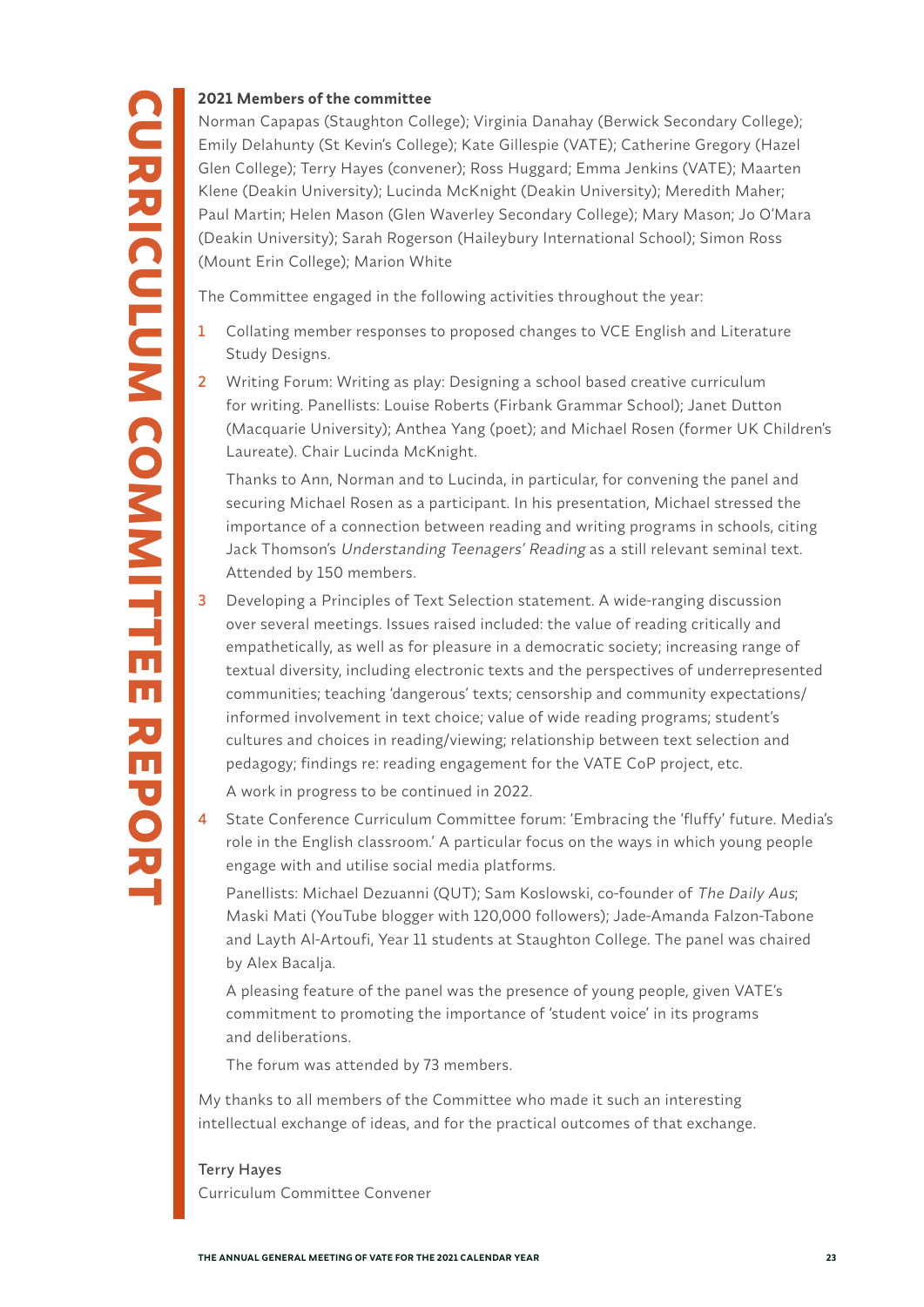# CURRICULUM COMMITTEE REPORT

**2021 Members of the committee**

Norman Capapas (Staughton College); Virginia Danahay (Berwick Secondary College); Emily Delahunty (St Kevin's College); Kate Gillespie (VATE); Catherine Gregory (Hazel Glen College); Terry Hayes (convener); Ross Huggard; Emma Jenkins (VATE); Maarten Klene (Deakin University); Lucinda McKnight (Deakin University); Meredith Maher; Paul Martin; Helen Mason (Glen Waverley Secondary College); Mary Mason; Jo O'Mara (Deakin University); Sarah Rogerson (Haileybury International School); Simon Ross (Mount Erin College); Marion White

The Committee engaged in the following activities throughout the year:

1. Collating member responses to proposed changes to VCE English and Literature Study Designs.
2. Writing Forum: Writing as play: Designing a school based creative curriculum for writing. Panellists: Louise Roberts (Firbank Grammar School); Janet Dutton (Macquarie University); Anthea Yang (poet); and Michael Rosen (former UK Children's Laureate). Chair Lucinda McKnight.

   Thanks to Ann, Norman and to Lucinda, in particular, for convening the panel and securing Michael Rosen as a participant. In his presentation, Michael stressed the importance of a connection between reading and writing programs in schools, citing Jack Thomson's *Understanding Teenagers' Reading* as a still relevant seminal text. Attended by 150 members.
3. Developing a Principles of Text Selection statement. A wide-ranging discussion over several meetings. Issues raised included: the value of reading critically and empathetically, as well as for pleasure in a democratic society; increasing range of textual diversity, including electronic texts and the perspectives of underrepresented communities; teaching 'dangerous' texts; censorship and community expectations/informed involvement in text choice; value of wide reading programs; student's cultures and choices in reading/viewing; relationship between text selection and pedagogy; findings re: reading engagement for the VATE CoP project, etc.

   A work in progress to be continued in 2022.
4. State Conference Curriculum Committee forum: 'Embracing the 'fluffy' future. Media's role in the English classroom.' A particular focus on the ways in which young people engage with and utilise social media platforms.

   Panellists: Michael Dezuanni (QUT); Sam Koslowski, co-founder of *The Daily Aus*; Maski Mati (YouTube blogger with 120,000 followers); Jade-Amanda Falzon-Tabone and Layth Al-Artoufi, Year 11 students at Staughton College. The panel was chaired by Alex Bacalja.

   A pleasing feature of the panel was the presence of young people, given VATE's commitment to promoting the importance of 'student voice' in its programs and deliberations.

   The forum was attended by 73 members.

My thanks to all members of the Committee who made it such an interesting intellectual exchange of ideas, and for the practical outcomes of that exchange.

Terry Hayes
Curriculum Committee Convener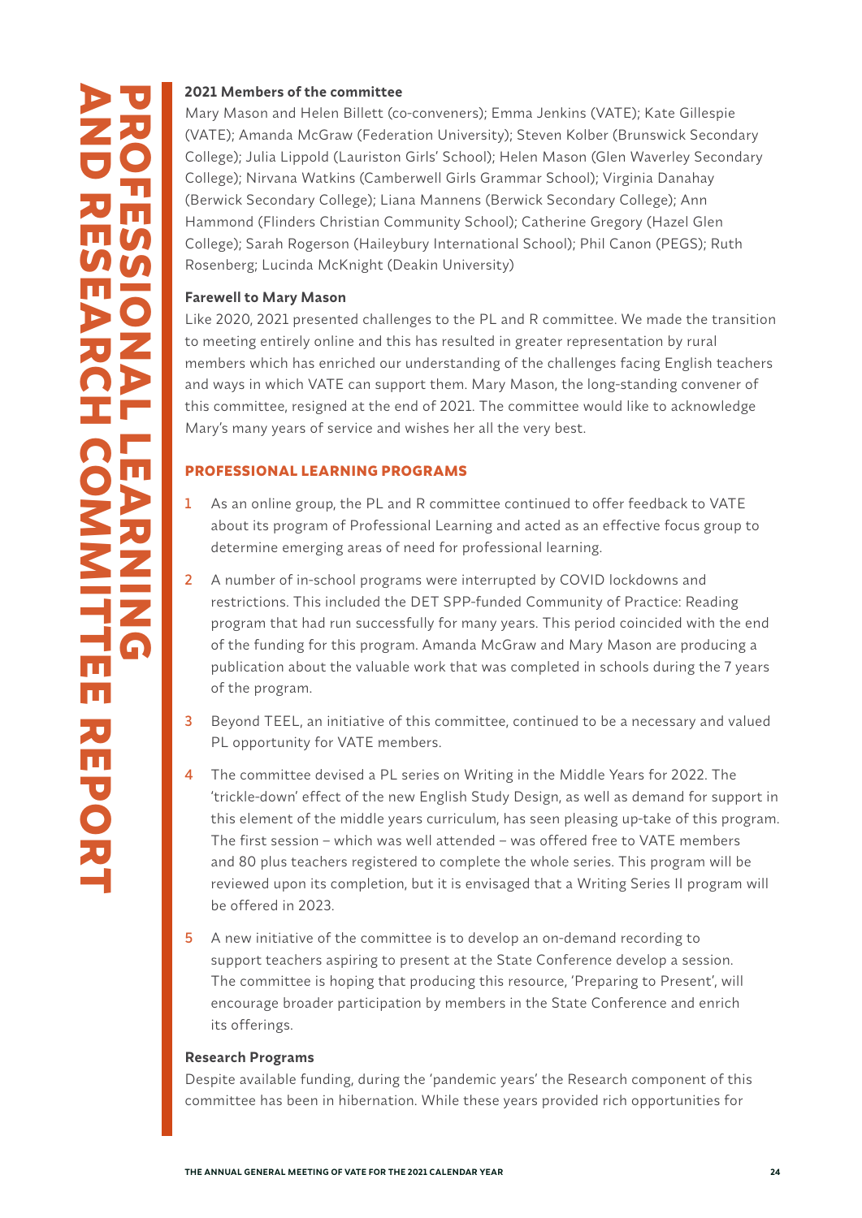# PROFESSIONAL LEARNING AND RESEARCH COMMITTEE REPORT

**2021 Members of the committee**

Mary Mason and Helen Billett (co-conveners); Emma Jenkins (VATE); Kate Gillespie (VATE); Amanda McGraw (Federation University); Steven Kolber (Brunswick Secondary College); Julia Lippold (Lauriston Girls' School); Helen Mason (Glen Waverley Secondary College); Nirvana Watkins (Camberwell Girls Grammar School); Virginia Danahay (Berwick Secondary College); Liana Mannens (Berwick Secondary College); Ann Hammond (Flinders Christian Community School); Catherine Gregory (Hazel Glen College); Sarah Rogerson (Haileybury International School); Phil Canon (PEGS); Ruth Rosenberg; Lucinda McKnight (Deakin University)

**Farewell to Mary Mason**

Like 2020, 2021 presented challenges to the PL and R committee. We made the transition to meeting entirely online and this has resulted in greater representation by rural members which has enriched our understanding of the challenges facing English teachers and ways in which VATE can support them. Mary Mason, the long-standing convener of this committee, resigned at the end of 2021. The committee would like to acknowledge Mary's many years of service and wishes her all the very best.

## PROFESSIONAL LEARNING PROGRAMS

1. As an online group, the PL and R committee continued to offer feedback to VATE about its program of Professional Learning and acted as an effective focus group to determine emerging areas of need for professional learning.
2. A number of in-school programs were interrupted by COVID lockdowns and restrictions. This included the DET SPP-funded Community of Practice: Reading program that had run successfully for many years. This period coincided with the end of the funding for this program. Amanda McGraw and Mary Mason are producing a publication about the valuable work that was completed in schools during the 7 years of the program.
3. Beyond TEEL, an initiative of this committee, continued to be a necessary and valued PL opportunity for VATE members.
4. The committee devised a PL series on Writing in the Middle Years for 2022. The 'trickle-down' effect of the new English Study Design, as well as demand for support in this element of the middle years curriculum, has seen pleasing up-take of this program. The first session – which was well attended – was offered free to VATE members and 80 plus teachers registered to complete the whole series. This program will be reviewed upon its completion, but it is envisaged that a Writing Series II program will be offered in 2023.
5. A new initiative of the committee is to develop an on-demand recording to support teachers aspiring to present at the State Conference develop a session. The committee is hoping that producing this resource, 'Preparing to Present', will encourage broader participation by members in the State Conference and enrich its offerings.

**Research Programs**

Despite available funding, during the 'pandemic years' the Research component of this committee has been in hibernation. While these years provided rich opportunities for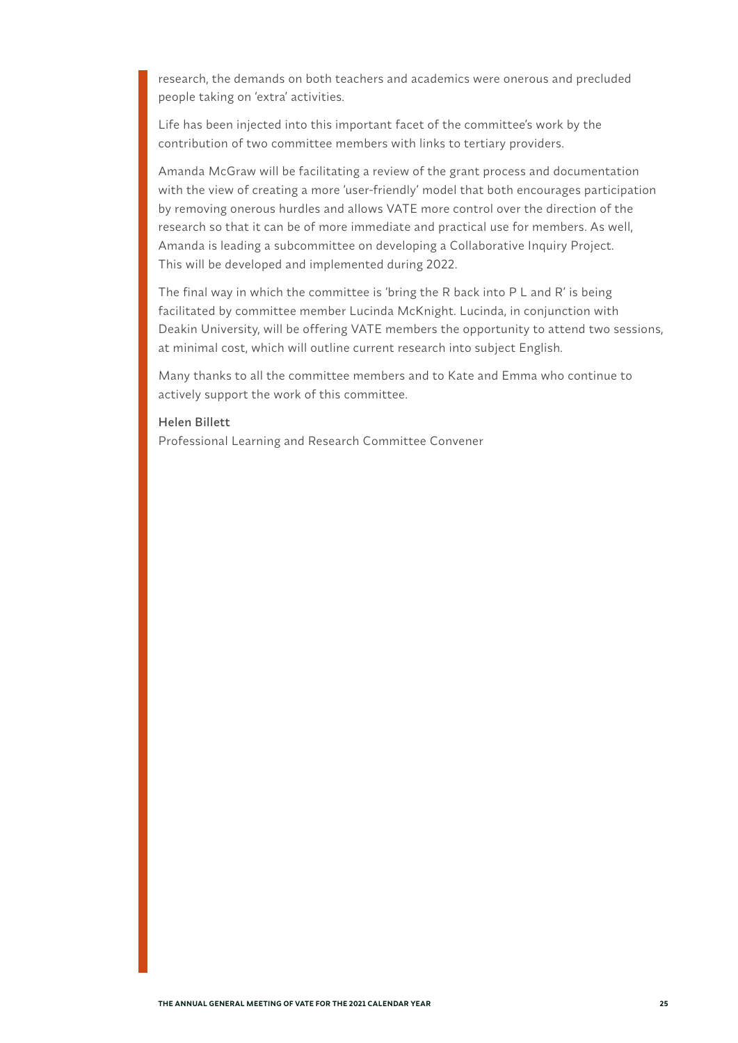research, the demands on both teachers and academics were onerous and precluded people taking on 'extra' activities.

Life has been injected into this important facet of the committee's work by the contribution of two committee members with links to tertiary providers.

Amanda McGraw will be facilitating a review of the grant process and documentation with the view of creating a more 'user-friendly' model that both encourages participation by removing onerous hurdles and allows VATE more control over the direction of the research so that it can be of more immediate and practical use for members. As well, Amanda is leading a subcommittee on developing a Collaborative Inquiry Project. This will be developed and implemented during 2022.

The final way in which the committee is 'bring the R back into P L and R' is being facilitated by committee member Lucinda McKnight. Lucinda, in conjunction with Deakin University, will be offering VATE members the opportunity to attend two sessions, at minimal cost, which will outline current research into subject English.

Many thanks to all the committee members and to Kate and Emma who continue to actively support the work of this committee.

Helen Billett
Professional Learning and Research Committee Convener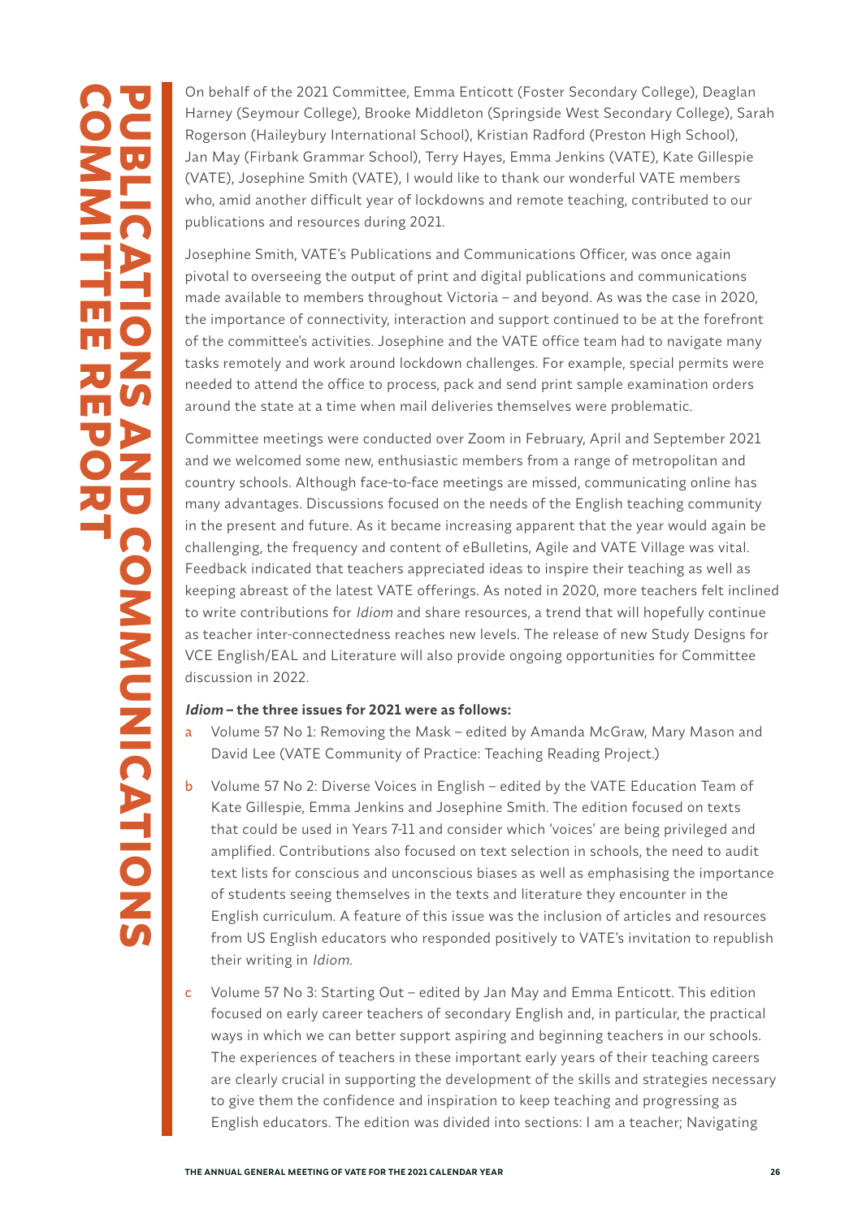# PUBLICATIONS AND COMMUNICATIONS COMMITTEE REPORT

On behalf of the 2021 Committee, Emma Enticott (Foster Secondary College), Deaglan Harney (Seymour College), Brooke Middleton (Springside West Secondary College), Sarah Rogerson (Haileybury International School), Kristian Radford (Preston High School), Jan May (Firbank Grammar School), Terry Hayes, Emma Jenkins (VATE), Kate Gillespie (VATE), Josephine Smith (VATE), I would like to thank our wonderful VATE members who, amid another difficult year of lockdowns and remote teaching, contributed to our publications and resources during 2021.

Josephine Smith, VATE's Publications and Communications Officer, was once again pivotal to overseeing the output of print and digital publications and communications made available to members throughout Victoria – and beyond. As was the case in 2020, the importance of connectivity, interaction and support continued to be at the forefront of the committee's activities. Josephine and the VATE office team had to navigate many tasks remotely and work around lockdown challenges. For example, special permits were needed to attend the office to process, pack and send print sample examination orders around the state at a time when mail deliveries themselves were problematic.

Committee meetings were conducted over Zoom in February, April and September 2021 and we welcomed some new, enthusiastic members from a range of metropolitan and country schools. Although face-to-face meetings are missed, communicating online has many advantages. Discussions focused on the needs of the English teaching community in the present and future. As it became increasing apparent that the year would again be challenging, the frequency and content of eBulletins, Agile and VATE Village was vital. Feedback indicated that teachers appreciated ideas to inspire their teaching as well as keeping abreast of the latest VATE offerings. As noted in 2020, more teachers felt inclined to write contributions for *Idiom* and share resources, a trend that will hopefully continue as teacher inter-connectedness reaches new levels. The release of new Study Designs for VCE English/EAL and Literature will also provide ongoing opportunities for Committee discussion in 2022.

***Idiom* – the three issues for 2021 were as follows:**

a. Volume 57 No 1: Removing the Mask – edited by Amanda McGraw, Mary Mason and David Lee (VATE Community of Practice: Teaching Reading Project.)

b. Volume 57 No 2: Diverse Voices in English – edited by the VATE Education Team of Kate Gillespie, Emma Jenkins and Josephine Smith. The edition focused on texts that could be used in Years 7-11 and consider which 'voices' are being privileged and amplified. Contributions also focused on text selection in schools, the need to audit text lists for conscious and unconscious biases as well as emphasising the importance of students seeing themselves in the texts and literature they encounter in the English curriculum. A feature of this issue was the inclusion of articles and resources from US English educators who responded positively to VATE's invitation to republish their writing in *Idiom*.

c. Volume 57 No 3: Starting Out – edited by Jan May and Emma Enticott. This edition focused on early career teachers of secondary English and, in particular, the practical ways in which we can better support aspiring and beginning teachers in our schools. The experiences of teachers in these important early years of their teaching careers are clearly crucial in supporting the development of the skills and strategies necessary to give them the confidence and inspiration to keep teaching and progressing as English educators. The edition was divided into sections: I am a teacher; Navigating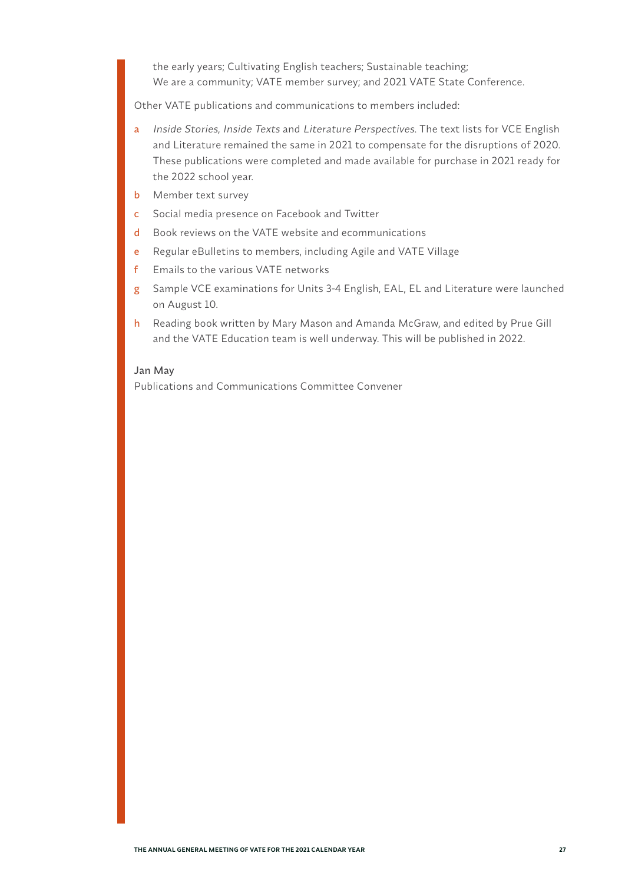the early years; Cultivating English teachers; Sustainable teaching; We are a community; VATE member survey; and 2021 VATE State Conference.

Other VATE publications and communications to members included:

a. *Inside Stories*, *Inside Texts* and *Literature Perspectives*. The text lists for VCE English and Literature remained the same in 2021 to compensate for the disruptions of 2020. These publications were completed and made available for purchase in 2021 ready for the 2022 school year.
b. Member text survey
c. Social media presence on Facebook and Twitter
d. Book reviews on the VATE website and ecommunications
e. Regular eBulletins to members, including Agile and VATE Village
f. Emails to the various VATE networks
g. Sample VCE examinations for Units 3-4 English, EAL, EL and Literature were launched on August 10.
h. Reading book written by Mary Mason and Amanda McGraw, and edited by Prue Gill and the VATE Education team is well underway. This will be published in 2022.

Jan May
Publications and Communications Committee Convener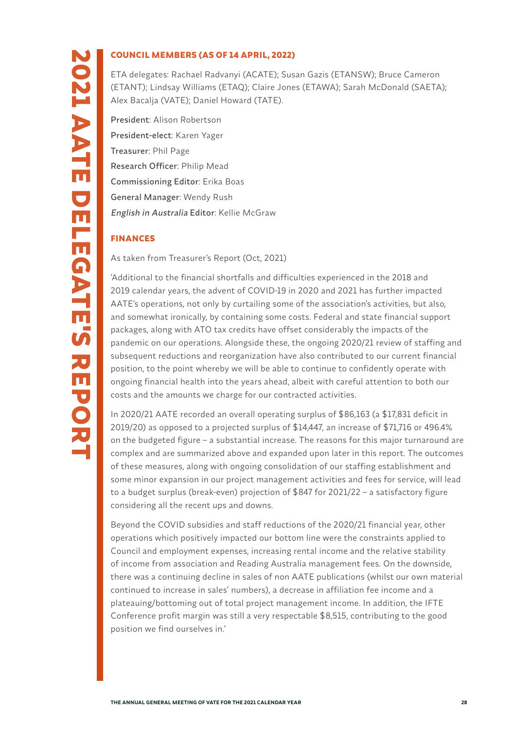# 2021 AATE DELEGATE'S REPORT

## COUNCIL MEMBERS (AS OF 14 APRIL, 2022)

ETA delegates: Rachael Radvanyi (ACATE); Susan Gazis (ETANSW); Bruce Cameron (ETANT); Lindsay Williams (ETAQ); Claire Jones (ETAWA); Sarah McDonald (SAETA); Alex Bacalja (VATE); Daniel Howard (TATE).

President: Alison Robertson

President-elect: Karen Yager

Treasurer: Phil Page

Research Officer: Philip Mead

Commissioning Editor: Erika Boas

General Manager: Wendy Rush

*English in Australia* Editor: Kellie McGraw

## FINANCES

As taken from Treasurer's Report (Oct, 2021)

'Additional to the financial shortfalls and difficulties experienced in the 2018 and 2019 calendar years, the advent of COVID-19 in 2020 and 2021 has further impacted AATE's operations, not only by curtailing some of the association's activities, but also, and somewhat ironically, by containing some costs. Federal and state financial support packages, along with ATO tax credits have offset considerably the impacts of the pandemic on our operations. Alongside these, the ongoing 2020/21 review of staffing and subsequent reductions and reorganization have also contributed to our current financial position, to the point whereby we will be able to continue to confidently operate with ongoing financial health into the years ahead, albeit with careful attention to both our costs and the amounts we charge for our contracted activities.

In 2020/21 AATE recorded an overall operating surplus of $86,163 (a $17,831 deficit in 2019/20) as opposed to a projected surplus of $14,447, an increase of $71,716 or 496.4% on the budgeted figure – a substantial increase. The reasons for this major turnaround are complex and are summarized above and expanded upon later in this report. The outcomes of these measures, along with ongoing consolidation of our staffing establishment and some minor expansion in our project management activities and fees for service, will lead to a budget surplus (break-even) projection of $847 for 2021/22 – a satisfactory figure considering all the recent ups and downs.

Beyond the COVID subsidies and staff reductions of the 2020/21 financial year, other operations which positively impacted our bottom line were the constraints applied to Council and employment expenses, increasing rental income and the relative stability of income from association and Reading Australia management fees. On the downside, there was a continuing decline in sales of non AATE publications (whilst our own material continued to increase in sales' numbers), a decrease in affiliation fee income and a plateauing/bottoming out of total project management income. In addition, the IFTE Conference profit margin was still a very respectable $8,515, contributing to the good position we find ourselves in.'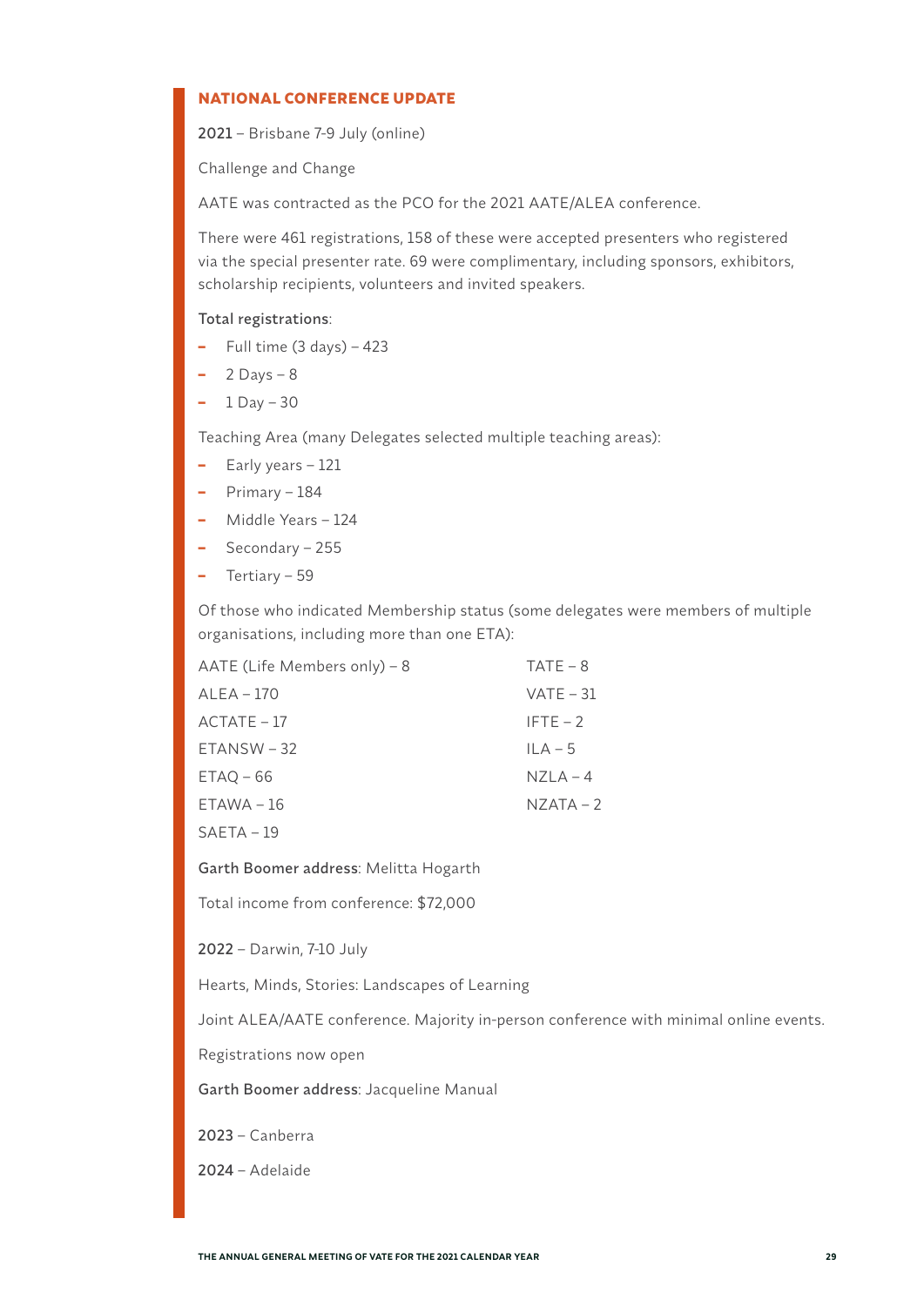## NATIONAL CONFERENCE UPDATE

**2021** – Brisbane 7-9 July (online)

Challenge and Change

AATE was contracted as the PCO for the 2021 AATE/ALEA conference.

There were 461 registrations, 158 of these were accepted presenters who registered via the special presenter rate. 69 were complimentary, including sponsors, exhibitors, scholarship recipients, volunteers and invited speakers.

**Total registrations**:

- Full time (3 days) – 423
- 2 Days – 8
- 1 Day – 30

Teaching Area (many Delegates selected multiple teaching areas):

- Early years – 121
- Primary – 184
- Middle Years – 124
- Secondary – 255
- Tertiary – 59

Of those who indicated Membership status (some delegates were members of multiple organisations, including more than one ETA):

AATE (Life Members only) – 8
ALEA – 170
ACTATE – 17
ETANSW – 32
ETAQ – 66
ETAWA – 16
SAETA – 19
TATE – 8
VATE – 31
IFTE – 2
ILA – 5
NZLA – 4
NZATA – 2

**Garth Boomer address**: Melitta Hogarth

Total income from conference: $72,000

**2022** – Darwin, 7-10 July

Hearts, Minds, Stories: Landscapes of Learning

Joint ALEA/AATE conference. Majority in-person conference with minimal online events.

Registrations now open

**Garth Boomer address**: Jacqueline Manual

**2023** – Canberra

**2024** – Adelaide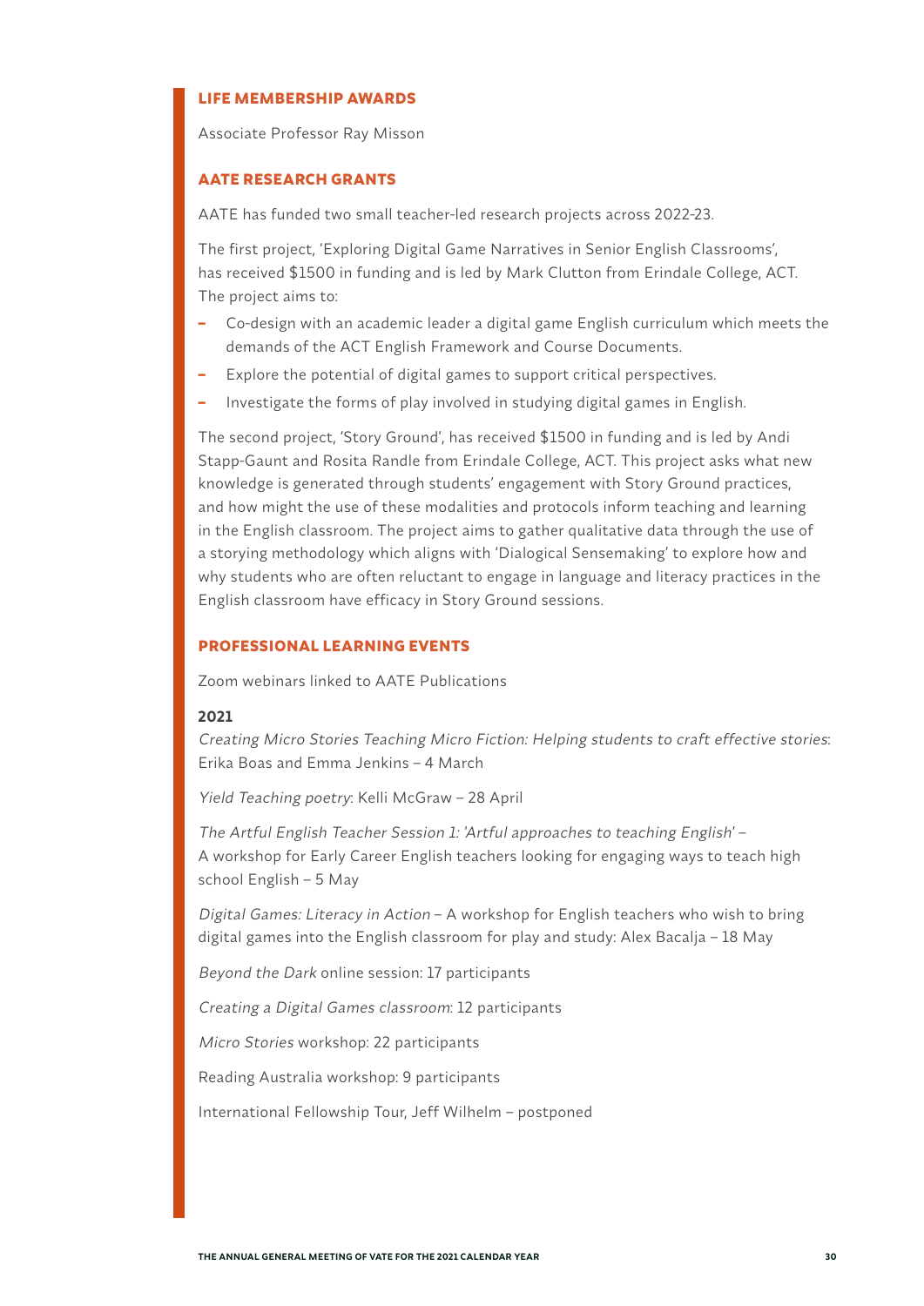## LIFE MEMBERSHIP AWARDS

Associate Professor Ray Misson

## AATE RESEARCH GRANTS

AATE has funded two small teacher-led research projects across 2022-23.

The first project, 'Exploring Digital Game Narratives in Senior English Classrooms', has received $1500 in funding and is led by Mark Clutton from Erindale College, ACT. The project aims to:

- Co-design with an academic leader a digital game English curriculum which meets the demands of the ACT English Framework and Course Documents.
- Explore the potential of digital games to support critical perspectives.
- Investigate the forms of play involved in studying digital games in English.

The second project, 'Story Ground', has received $1500 in funding and is led by Andi Stapp-Gaunt and Rosita Randle from Erindale College, ACT. This project asks what new knowledge is generated through students' engagement with Story Ground practices, and how might the use of these modalities and protocols inform teaching and learning in the English classroom. The project aims to gather qualitative data through the use of a storying methodology which aligns with 'Dialogical Sensemaking' to explore how and why students who are often reluctant to engage in language and literacy practices in the English classroom have efficacy in Story Ground sessions.

## PROFESSIONAL LEARNING EVENTS

Zoom webinars linked to AATE Publications

**2021**

*Creating Micro Stories Teaching Micro Fiction: Helping students to craft effective stories*: Erika Boas and Emma Jenkins – 4 March

*Yield Teaching poetry*: Kelli McGraw – 28 April

*The Artful English Teacher Session 1: 'Artful approaches to teaching English'* – A workshop for Early Career English teachers looking for engaging ways to teach high school English – 5 May

*Digital Games: Literacy in Action* – A workshop for English teachers who wish to bring digital games into the English classroom for play and study: Alex Bacalja – 18 May

*Beyond the Dark* online session: 17 participants

*Creating a Digital Games classroom*: 12 participants

*Micro Stories* workshop: 22 participants

Reading Australia workshop: 9 participants

International Fellowship Tour, Jeff Wilhelm – postponed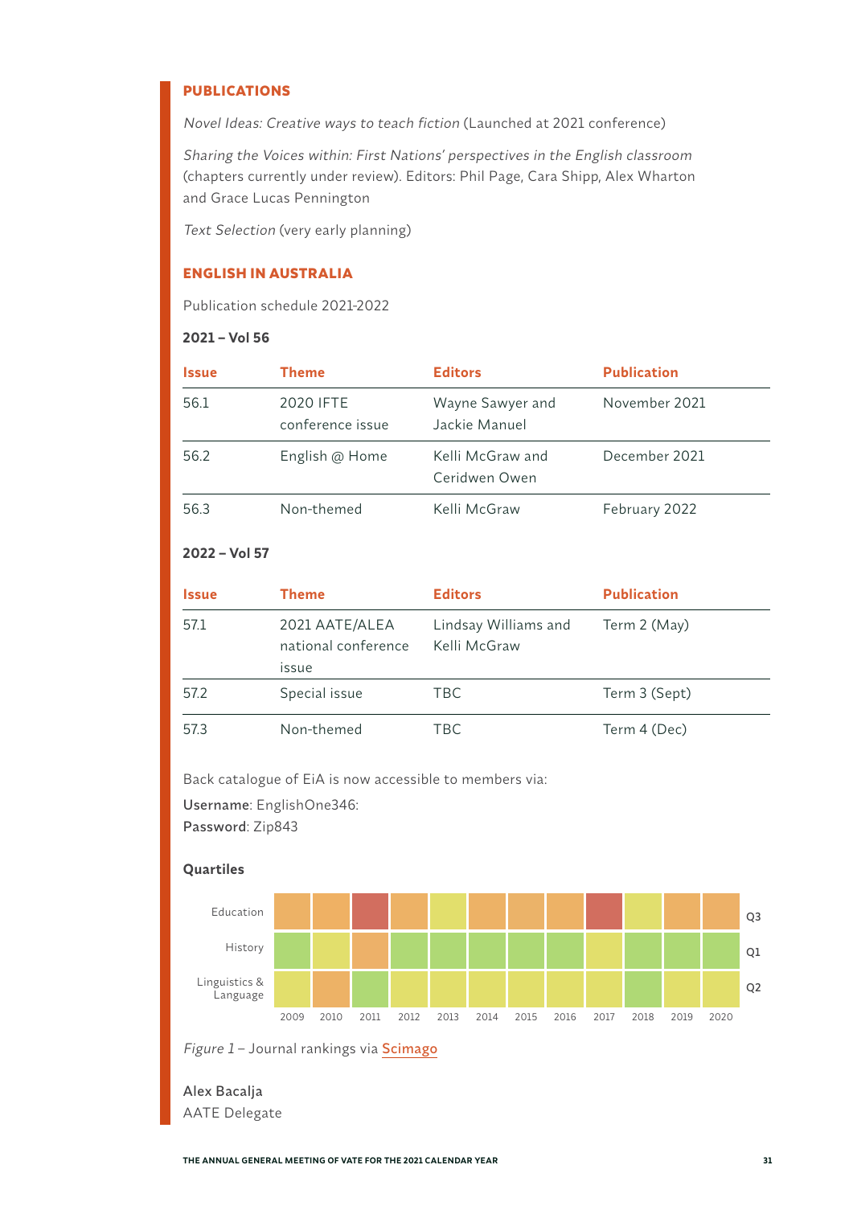## PUBLICATIONS

*Novel Ideas: Creative ways to teach fiction* (Launched at 2021 conference)

*Sharing the Voices within: First Nations' perspectives in the English classroom* (chapters currently under review). Editors: Phil Page, Cara Shipp, Alex Wharton and Grace Lucas Pennington

*Text Selection* (very early planning)

## ENGLISH IN AUSTRALIA

Publication schedule 2021-2022

**2021 – Vol 56**

| Issue | Theme | Editors | Publication |
|---|---|---|---|
| 56.1 | 2020 IFTE conference issue | Wayne Sawyer and Jackie Manuel | November 2021 |
| 56.2 | English @ Home | Kelli McGraw and Ceridwen Owen | December 2021 |
| 56.3 | Non-themed | Kelli McGraw | February 2022 |

**2022 – Vol 57**

| Issue | Theme | Editors | Publication |
|---|---|---|---|
| 57.1 | 2021 AATE/ALEA national conference issue | Lindsay Williams and Kelli McGraw | Term 2 (May) |
| 57.2 | Special issue | TBC | Term 3 (Sept) |
| 57.3 | Non-themed | TBC | Term 4 (Dec) |

Back catalogue of EiA is now accessible to members via:

**Username**: EnglishOne346:
**Password**: Zip843

**Quartiles**

| | 2009 | 2010 | 2011 | 2012 | 2013 | 2014 | 2015 | 2016 | 2017 | 2018 | 2019 | 2020 | |
|---|---|---|---|---|---|---|---|---|---|---|---|---|---|
| Education | | | | | | | | | | | | | Q3 |
| History | | | | | | | | | | | | | Q1 |
| Linguistics & Language | | | | | | | | | | | | | Q2 |

*Figure 1* – Journal rankings via Scimago

Alex Bacalja
AATE Delegate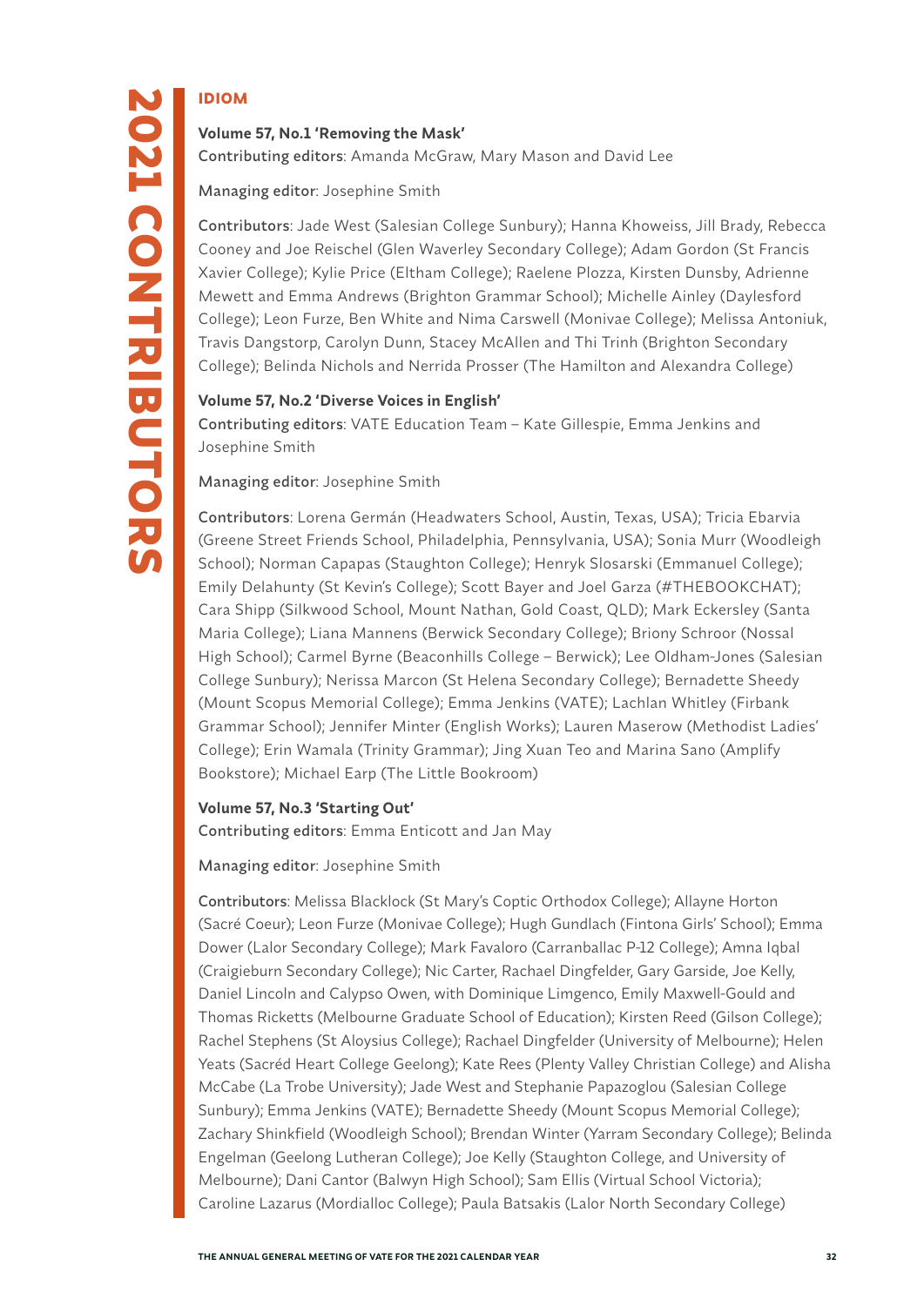# 2021 CONTRIBUTORS

## IDIOM

**Volume 57, No.1 'Removing the Mask'**
Contributing editors: Amanda McGraw, Mary Mason and David Lee

Managing editor: Josephine Smith

Contributors: Jade West (Salesian College Sunbury); Hanna Khoweiss, Jill Brady, Rebecca Cooney and Joe Reischel (Glen Waverley Secondary College); Adam Gordon (St Francis Xavier College); Kylie Price (Eltham College); Raelene Plozza, Kirsten Dunsby, Adrienne Mewett and Emma Andrews (Brighton Grammar School); Michelle Ainley (Daylesford College); Leon Furze, Ben White and Nima Carswell (Monivae College); Melissa Antoniuk, Travis Dangstorp, Carolyn Dunn, Stacey McAllen and Thi Trinh (Brighton Secondary College); Belinda Nichols and Nerrida Prosser (The Hamilton and Alexandra College)

**Volume 57, No.2 'Diverse Voices in English'**
Contributing editors: VATE Education Team – Kate Gillespie, Emma Jenkins and Josephine Smith

Managing editor: Josephine Smith

Contributors: Lorena Germán (Headwaters School, Austin, Texas, USA); Tricia Ebarvia (Greene Street Friends School, Philadelphia, Pennsylvania, USA); Sonia Murr (Woodleigh School); Norman Capapas (Staughton College); Henryk Slosarski (Emmanuel College); Emily Delahunty (St Kevin's College); Scott Bayer and Joel Garza (#THEBOOKCHAT); Cara Shipp (Silkwood School, Mount Nathan, Gold Coast, QLD); Mark Eckersley (Santa Maria College); Liana Mannens (Berwick Secondary College); Briony Schroor (Nossal High School); Carmel Byrne (Beaconhills College – Berwick); Lee Oldham-Jones (Salesian College Sunbury); Nerissa Marcon (St Helena Secondary College); Bernadette Sheedy (Mount Scopus Memorial College); Emma Jenkins (VATE); Lachlan Whitley (Firbank Grammar School); Jennifer Minter (English Works); Lauren Maserow (Methodist Ladies' College); Erin Wamala (Trinity Grammar); Jing Xuan Teo and Marina Sano (Amplify Bookstore); Michael Earp (The Little Bookroom)

**Volume 57, No.3 'Starting Out'**
Contributing editors: Emma Enticott and Jan May

Managing editor: Josephine Smith

Contributors: Melissa Blacklock (St Mary's Coptic Orthodox College); Allayne Horton (Sacré Coeur); Leon Furze (Monivae College); Hugh Gundlach (Fintona Girls' School); Emma Dower (Lalor Secondary College); Mark Favaloro (Carranballac P-12 College); Amna Iqbal (Craigieburn Secondary College); Nic Carter, Rachael Dingfelder, Gary Garside, Joe Kelly, Daniel Lincoln and Calypso Owen, with Dominique Limgenco, Emily Maxwell-Gould and Thomas Ricketts (Melbourne Graduate School of Education); Kirsten Reed (Gilson College); Rachel Stephens (St Aloysius College); Rachael Dingfelder (University of Melbourne); Helen Yeats (Sacréd Heart College Geelong); Kate Rees (Plenty Valley Christian College) and Alisha McCabe (La Trobe University); Jade West and Stephanie Papazoglou (Salesian College Sunbury); Emma Jenkins (VATE); Bernadette Sheedy (Mount Scopus Memorial College); Zachary Shinkfield (Woodleigh School); Brendan Winter (Yarram Secondary College); Belinda Engelman (Geelong Lutheran College); Joe Kelly (Staughton College, and University of Melbourne); Dani Cantor (Balwyn High School); Sam Ellis (Virtual School Victoria); Caroline Lazarus (Mordialloc College); Paula Batsakis (Lalor North Secondary College)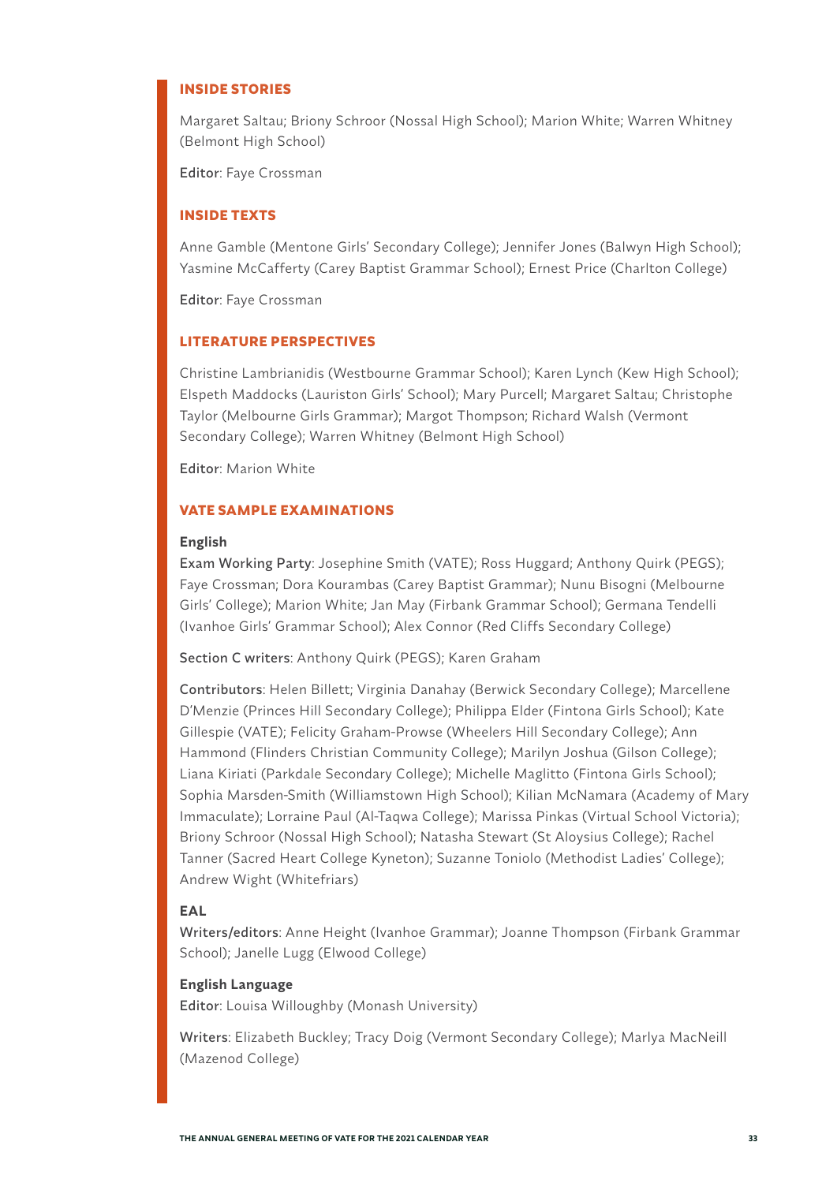## INSIDE STORIES

Margaret Saltau; Briony Schroor (Nossal High School); Marion White; Warren Whitney (Belmont High School)

Editor: Faye Crossman

## INSIDE TEXTS

Anne Gamble (Mentone Girls' Secondary College); Jennifer Jones (Balwyn High School); Yasmine McCafferty (Carey Baptist Grammar School); Ernest Price (Charlton College)

Editor: Faye Crossman

## LITERATURE PERSPECTIVES

Christine Lambrianidis (Westbourne Grammar School); Karen Lynch (Kew High School); Elspeth Maddocks (Lauriston Girls' School); Mary Purcell; Margaret Saltau; Christophe Taylor (Melbourne Girls Grammar); Margot Thompson; Richard Walsh (Vermont Secondary College); Warren Whitney (Belmont High School)

Editor: Marion White

## VATE SAMPLE EXAMINATIONS

### English

Exam Working Party: Josephine Smith (VATE); Ross Huggard; Anthony Quirk (PEGS); Faye Crossman; Dora Kourambas (Carey Baptist Grammar); Nunu Bisogni (Melbourne Girls' College); Marion White; Jan May (Firbank Grammar School); Germana Tendelli (Ivanhoe Girls' Grammar School); Alex Connor (Red Cliffs Secondary College)

Section C writers: Anthony Quirk (PEGS); Karen Graham

Contributors: Helen Billett; Virginia Danahay (Berwick Secondary College); Marcellene D'Menzie (Princes Hill Secondary College); Philippa Elder (Fintona Girls School); Kate Gillespie (VATE); Felicity Graham-Prowse (Wheelers Hill Secondary College); Ann Hammond (Flinders Christian Community College); Marilyn Joshua (Gilson College); Liana Kiriati (Parkdale Secondary College); Michelle Maglitto (Fintona Girls School); Sophia Marsden-Smith (Williamstown High School); Kilian McNamara (Academy of Mary Immaculate); Lorraine Paul (Al-Taqwa College); Marissa Pinkas (Virtual School Victoria); Briony Schroor (Nossal High School); Natasha Stewart (St Aloysius College); Rachel Tanner (Sacred Heart College Kyneton); Suzanne Toniolo (Methodist Ladies' College); Andrew Wight (Whitefriars)

### EAL

Writers/editors: Anne Height (Ivanhoe Grammar); Joanne Thompson (Firbank Grammar School); Janelle Lugg (Elwood College)

### English Language

Editor: Louisa Willoughby (Monash University)

Writers: Elizabeth Buckley; Tracy Doig (Vermont Secondary College); Marlya MacNeill (Mazenod College)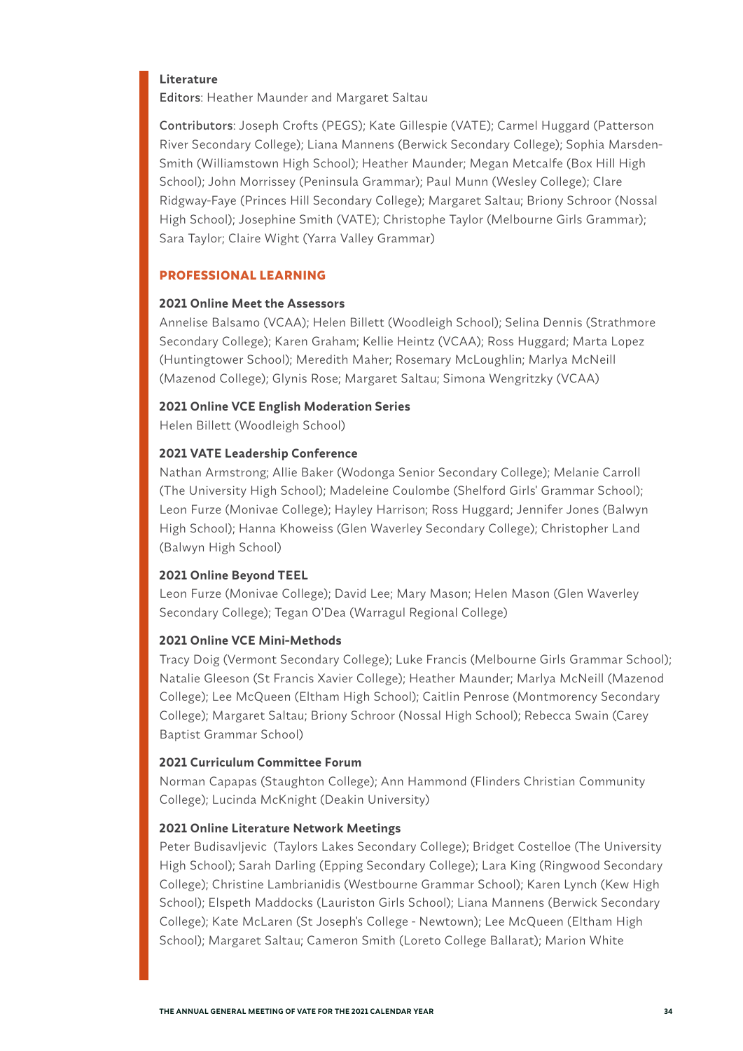**Literature**

Editors: Heather Maunder and Margaret Saltau

Contributors: Joseph Crofts (PEGS); Kate Gillespie (VATE); Carmel Huggard (Patterson River Secondary College); Liana Mannens (Berwick Secondary College); Sophia Marsden-Smith (Williamstown High School); Heather Maunder; Megan Metcalfe (Box Hill High School); John Morrissey (Peninsula Grammar); Paul Munn (Wesley College); Clare Ridgway-Faye (Princes Hill Secondary College); Margaret Saltau; Briony Schroor (Nossal High School); Josephine Smith (VATE); Christophe Taylor (Melbourne Girls Grammar); Sara Taylor; Claire Wight (Yarra Valley Grammar)

## PROFESSIONAL LEARNING

**2021 Online Meet the Assessors**

Annelise Balsamo (VCAA); Helen Billett (Woodleigh School); Selina Dennis (Strathmore Secondary College); Karen Graham; Kellie Heintz (VCAA); Ross Huggard; Marta Lopez (Huntingtower School); Meredith Maher; Rosemary McLoughlin; Marlya McNeill (Mazenod College); Glynis Rose; Margaret Saltau; Simona Wengritzky (VCAA)

**2021 Online VCE English Moderation Series**

Helen Billett (Woodleigh School)

**2021 VATE Leadership Conference**

Nathan Armstrong; Allie Baker (Wodonga Senior Secondary College); Melanie Carroll (The University High School); Madeleine Coulombe (Shelford Girls' Grammar School); Leon Furze (Monivae College); Hayley Harrison; Ross Huggard; Jennifer Jones (Balwyn High School); Hanna Khoweiss (Glen Waverley Secondary College); Christopher Land (Balwyn High School)

**2021 Online Beyond TEEL**

Leon Furze (Monivae College); David Lee; Mary Mason; Helen Mason (Glen Waverley Secondary College); Tegan O'Dea (Warragul Regional College)

**2021 Online VCE Mini-Methods**

Tracy Doig (Vermont Secondary College); Luke Francis (Melbourne Girls Grammar School); Natalie Gleeson (St Francis Xavier College); Heather Maunder; Marlya McNeill (Mazenod College); Lee McQueen (Eltham High School); Caitlin Penrose (Montmorency Secondary College); Margaret Saltau; Briony Schroor (Nossal High School); Rebecca Swain (Carey Baptist Grammar School)

**2021 Curriculum Committee Forum**

Norman Capapas (Staughton College); Ann Hammond (Flinders Christian Community College); Lucinda McKnight (Deakin University)

**2021 Online Literature Network Meetings**

Peter Budisavljevic (Taylors Lakes Secondary College); Bridget Costelloe (The University High School); Sarah Darling (Epping Secondary College); Lara King (Ringwood Secondary College); Christine Lambrianidis (Westbourne Grammar School); Karen Lynch (Kew High School); Elspeth Maddocks (Lauriston Girls School); Liana Mannens (Berwick Secondary College); Kate McLaren (St Joseph's College - Newtown); Lee McQueen (Eltham High School); Margaret Saltau; Cameron Smith (Loreto College Ballarat); Marion White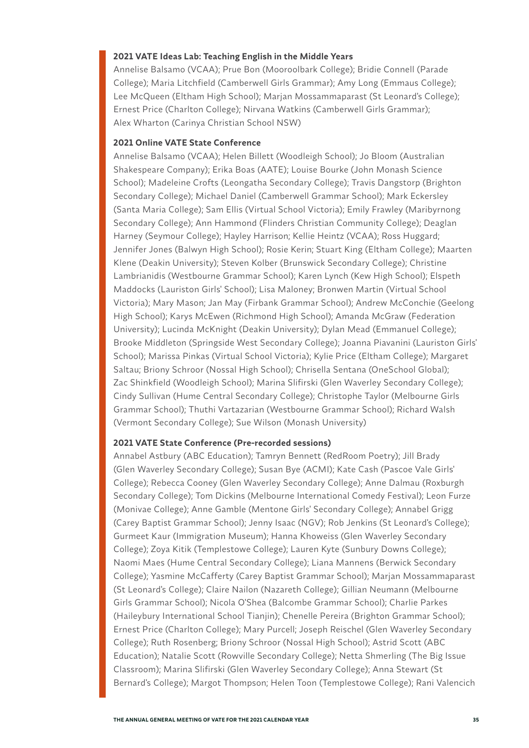**2021 VATE Ideas Lab: Teaching English in the Middle Years**

Annelise Balsamo (VCAA); Prue Bon (Mooroolbark College); Bridie Connell (Parade College); Maria Litchfield (Camberwell Girls Grammar); Amy Long (Emmaus College); Lee McQueen (Eltham High School); Marjan Mossammaparast (St Leonard's College); Ernest Price (Charlton College); Nirvana Watkins (Camberwell Girls Grammar); Alex Wharton (Carinya Christian School NSW)

**2021 Online VATE State Conference**

Annelise Balsamo (VCAA); Helen Billett (Woodleigh School); Jo Bloom (Australian Shakespeare Company); Erika Boas (AATE); Louise Bourke (John Monash Science School); Madeleine Crofts (Leongatha Secondary College); Travis Dangstorp (Brighton Secondary College); Michael Daniel (Camberwell Grammar School); Mark Eckersley (Santa Maria College); Sam Ellis (Virtual School Victoria); Emily Frawley (Maribyrnong Secondary College); Ann Hammond (Flinders Christian Community College); Deaglan Harney (Seymour College); Hayley Harrison; Kellie Heintz (VCAA); Ross Huggard; Jennifer Jones (Balwyn High School); Rosie Kerin; Stuart King (Eltham College); Maarten Klene (Deakin University); Steven Kolber (Brunswick Secondary College); Christine Lambrianidis (Westbourne Grammar School); Karen Lynch (Kew High School); Elspeth Maddocks (Lauriston Girls' School); Lisa Maloney; Bronwen Martin (Virtual School Victoria); Mary Mason; Jan May (Firbank Grammar School); Andrew McConchie (Geelong High School); Karys McEwen (Richmond High School); Amanda McGraw (Federation University); Lucinda McKnight (Deakin University); Dylan Mead (Emmanuel College); Brooke Middleton (Springside West Secondary College); Joanna Piavanini (Lauriston Girls' School); Marissa Pinkas (Virtual School Victoria); Kylie Price (Eltham College); Margaret Saltau; Briony Schroor (Nossal High School); Chrisella Sentana (OneSchool Global); Zac Shinkfield (Woodleigh School); Marina Slifirski (Glen Waverley Secondary College); Cindy Sullivan (Hume Central Secondary College); Christophe Taylor (Melbourne Girls Grammar School); Thuthi Vartazarian (Westbourne Grammar School); Richard Walsh (Vermont Secondary College); Sue Wilson (Monash University)

**2021 VATE State Conference (Pre-recorded sessions)**

Annabel Astbury (ABC Education); Tamryn Bennett (RedRoom Poetry); Jill Brady (Glen Waverley Secondary College); Susan Bye (ACMI); Kate Cash (Pascoe Vale Girls' College); Rebecca Cooney (Glen Waverley Secondary College); Anne Dalmau (Roxburgh Secondary College); Tom Dickins (Melbourne International Comedy Festival); Leon Furze (Monivae College); Anne Gamble (Mentone Girls' Secondary College); Annabel Grigg (Carey Baptist Grammar School); Jenny Isaac (NGV); Rob Jenkins (St Leonard's College); Gurmeet Kaur (Immigration Museum); Hanna Khoweiss (Glen Waverley Secondary College); Zoya Kitik (Templestowe College); Lauren Kyte (Sunbury Downs College); Naomi Maes (Hume Central Secondary College); Liana Mannens (Berwick Secondary College); Yasmine McCafferty (Carey Baptist Grammar School); Marjan Mossammaparast (St Leonard's College); Claire Nailon (Nazareth College); Gillian Neumann (Melbourne Girls Grammar School); Nicola O'Shea (Balcombe Grammar School); Charlie Parkes (Haileybury International School Tianjin); Chenelle Pereira (Brighton Grammar School); Ernest Price (Charlton College); Mary Purcell; Joseph Reischel (Glen Waverley Secondary College); Ruth Rosenberg; Briony Schroor (Nossal High School); Astrid Scott (ABC Education); Natalie Scott (Rowville Secondary College); Netta Shmerling (The Big Issue Classroom); Marina Slifirski (Glen Waverley Secondary College); Anna Stewart (St Bernard's College); Margot Thompson; Helen Toon (Templestowe College); Rani Valencich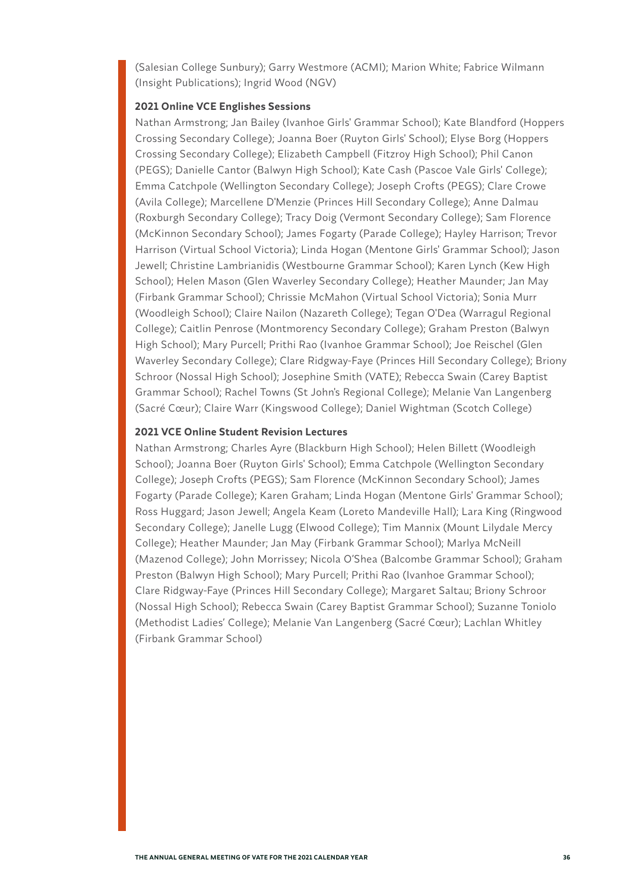(Salesian College Sunbury); Garry Westmore (ACMI); Marion White; Fabrice Wilmann (Insight Publications); Ingrid Wood (NGV)

**2021 Online VCE Englishes Sessions**

Nathan Armstrong; Jan Bailey (Ivanhoe Girls' Grammar School); Kate Blandford (Hoppers Crossing Secondary College); Joanna Boer (Ruyton Girls' School); Elyse Borg (Hoppers Crossing Secondary College); Elizabeth Campbell (Fitzroy High School); Phil Canon (PEGS); Danielle Cantor (Balwyn High School); Kate Cash (Pascoe Vale Girls' College); Emma Catchpole (Wellington Secondary College); Joseph Crofts (PEGS); Clare Crowe (Avila College); Marcellene D'Menzie (Princes Hill Secondary College); Anne Dalmau (Roxburgh Secondary College); Tracy Doig (Vermont Secondary College); Sam Florence (McKinnon Secondary School); James Fogarty (Parade College); Hayley Harrison; Trevor Harrison (Virtual School Victoria); Linda Hogan (Mentone Girls' Grammar School); Jason Jewell; Christine Lambrianidis (Westbourne Grammar School); Karen Lynch (Kew High School); Helen Mason (Glen Waverley Secondary College); Heather Maunder; Jan May (Firbank Grammar School); Chrissie McMahon (Virtual School Victoria); Sonia Murr (Woodleigh School); Claire Nailon (Nazareth College); Tegan O'Dea (Warragul Regional College); Caitlin Penrose (Montmorency Secondary College); Graham Preston (Balwyn High School); Mary Purcell; Prithi Rao (Ivanhoe Grammar School); Joe Reischel (Glen Waverley Secondary College); Clare Ridgway-Faye (Princes Hill Secondary College); Briony Schroor (Nossal High School); Josephine Smith (VATE); Rebecca Swain (Carey Baptist Grammar School); Rachel Towns (St John's Regional College); Melanie Van Langenberg (Sacré Cœur); Claire Warr (Kingswood College); Daniel Wightman (Scotch College)

**2021 VCE Online Student Revision Lectures**

Nathan Armstrong; Charles Ayre (Blackburn High School); Helen Billett (Woodleigh School); Joanna Boer (Ruyton Girls' School); Emma Catchpole (Wellington Secondary College); Joseph Crofts (PEGS); Sam Florence (McKinnon Secondary School); James Fogarty (Parade College); Karen Graham; Linda Hogan (Mentone Girls' Grammar School); Ross Huggard; Jason Jewell; Angela Keam (Loreto Mandeville Hall); Lara King (Ringwood Secondary College); Janelle Lugg (Elwood College); Tim Mannix (Mount Lilydale Mercy College); Heather Maunder; Jan May (Firbank Grammar School); Marlya McNeill (Mazenod College); John Morrissey; Nicola O'Shea (Balcombe Grammar School); Graham Preston (Balwyn High School); Mary Purcell; Prithi Rao (Ivanhoe Grammar School); Clare Ridgway-Faye (Princes Hill Secondary College); Margaret Saltau; Briony Schroor (Nossal High School); Rebecca Swain (Carey Baptist Grammar School); Suzanne Toniolo (Methodist Ladies' College); Melanie Van Langenberg (Sacré Cœur); Lachlan Whitley (Firbank Grammar School)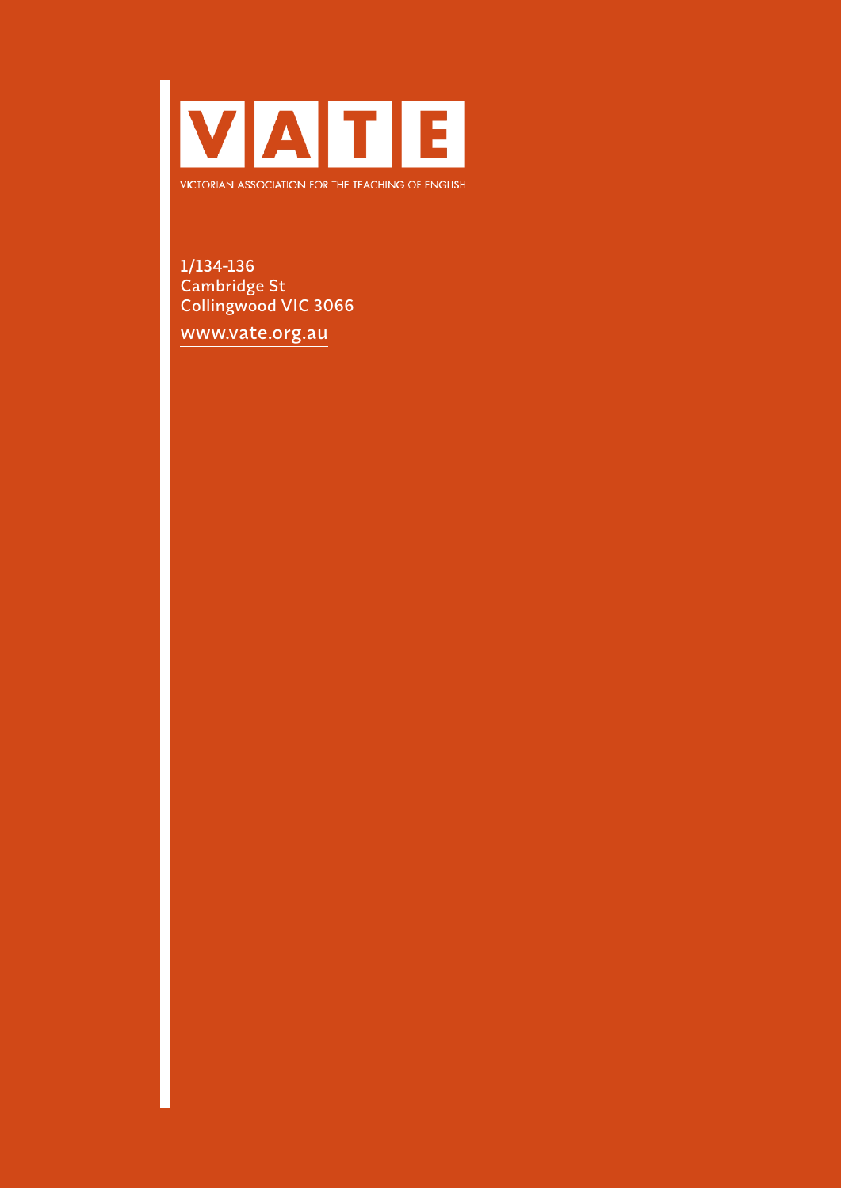VATE

VICTORIAN ASSOCIATION FOR THE TEACHING OF ENGLISH

1/134-136
Cambridge St
Collingwood VIC 3066

www.vate.org.au